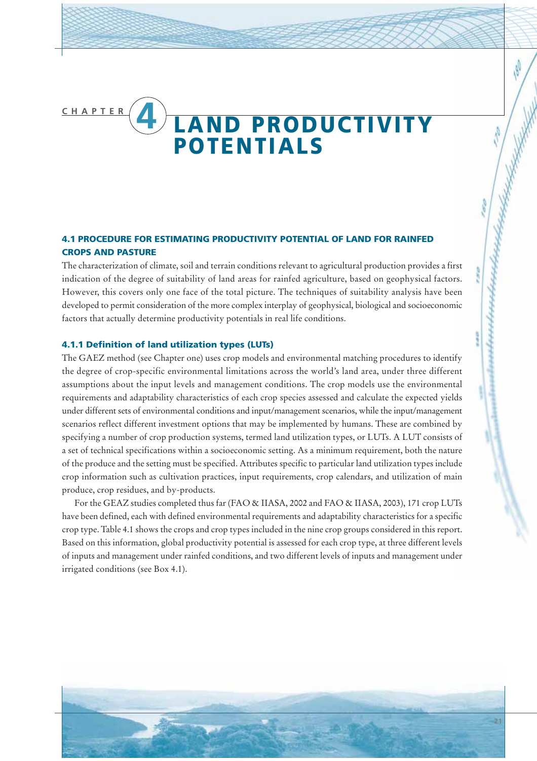# CHAPTER 4 LAND PRODUCTIVITY POTENTIALS

## 4.1 PROCEDURE FOR ESTIMATING PRODUCTIVITY POTENTIAL OF LAND FOR RAINFED CROPS AND PASTURE

The characterization of climate, soil and terrain conditions relevant to agricultural production provides a first indication of the degree of suitability of land areas for rainfed agriculture, based on geophysical factors. However, this covers only one face of the total picture. The techniques of suitability analysis have been developed to permit consideration of the more complex interplay of geophysical, biological and socioeconomic factors that actually determine productivity potentials in real life conditions.

### 4.1.1 Definition of land utilization types (LUTs)

The GAEZ method (see Chapter one) uses crop models and environmental matching procedures to identify the degree of crop-specific environmental limitations across the world's land area, under three different assumptions about the input levels and management conditions. The crop models use the environmental requirements and adaptability characteristics of each crop species assessed and calculate the expected yields under different sets of environmental conditions and input/management scenarios, while the input/management scenarios reflect different investment options that may be implemented by humans. These are combined by specifying a number of crop production systems, termed land utilization types, or LUTs. A LUT consists of a set of technical specifications within a socioeconomic setting. As a minimum requirement, both the nature of the produce and the setting must be specified. Attributes specific to particular land utilization types include crop information such as cultivation practices, input requirements, crop calendars, and utilization of main produce, crop residues, and by-products.

For the GEAZ studies completed thus far (FAO & IIASA, 2002 and FAO & IIASA, 2003), 171 crop LUTs have been defined, each with defined environmental requirements and adaptability characteristics for a specific crop type. Table 4.1 shows the crops and crop types included in the nine crop groups considered in this report. Based on this information, global productivity potential is assessed for each crop type, at three different levels of inputs and management under rainfed conditions, and two different levels of inputs and management under irrigated conditions (see Box 4.1).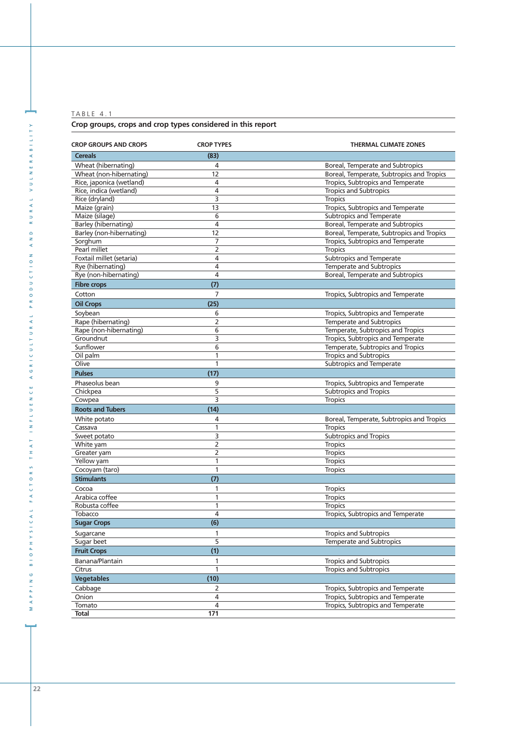TABLE 4.1

**Crop groups, crops and crop types considered in this report**

| CROP GROUPS AND CROPS | CROP TYPES | THERMAL CLIMATE ZONES |
|---|---|---|
| **Cereals** | **(83)** | |
| Wheat (hibernating) | 4 | Boreal, Temperate and Subtropics |
| Wheat (non-hibernating) | 12 | Boreal, Temperate, Subtropics and Tropics |
| Rice, japonica (wetland) | 4 | Tropics, Subtropics and Temperate |
| Rice, indica (wetland) | 4 | Tropics and Subtropics |
| Rice (dryland) | 3 | Tropics |
| Maize (grain) | 13 | Tropics, Subtropics and Temperate |
| Maize (silage) | 6 | Subtropics and Temperate |
| Barley (hibernating) | 4 | Boreal, Temperate and Subtropics |
| Barley (non-hibernating) | 12 | Boreal, Temperate, Subtropics and Tropics |
| Sorghum | 7 | Tropics, Subtropics and Temperate |
| Pearl millet | 2 | Tropics |
| Foxtail millet (setaria) | 4 | Subtropics and Temperate |
| Rye (hibernating) | 4 | Temperate and Subtropics |
| Rye (non-hibernating) | 4 | Boreal, Temperate and Subtropics |
| **Fibre crops** | **(7)** | |
| Cotton | 7 | Tropics, Subtropics and Temperate |
| **Oil Crops** | **(25)** | |
| Soybean | 6 | Tropics, Subtropics and Temperate |
| Rape (hibernating) | 2 | Temperate and Subtropics |
| Rape (non-hibernating) | 6 | Temperate, Subtropics and Tropics |
| Groundnut | 3 | Tropics, Subtropics and Temperate |
| Sunflower | 6 | Temperate, Subtropics and Tropics |
| Oil palm | 1 | Tropics and Subtropics |
| Olive | 1 | Subtropics and Temperate |
| **Pulses** | **(17)** | |
| Phaseolus bean | 9 | Tropics, Subtropics and Temperate |
| Chickpea | 5 | Subtropics and Tropics |
| Cowpea | 3 | Tropics |
| **Roots and Tubers** | **(14)** | |
| White potato | 4 | Boreal, Temperate, Subtropics and Tropics |
| Cassava | 1 | Tropics |
| Sweet potato | 3 | Subtropics and Tropics |
| White yam | 2 | Tropics |
| Greater yam | 2 | Tropics |
| Yellow yam | 1 | Tropics |
| Cocoyam (taro) | 1 | Tropics |
| **Stimulants** | **(7)** | |
| Cocoa | 1 | Tropics |
| Arabica coffee | 1 | Tropics |
| Robusta coffee | 1 | Tropics |
| Tobacco | 4 | Tropics, Subtropics and Temperate |
| **Sugar Crops** | **(6)** | |
| Sugarcane | 1 | Tropics and Subtropics |
| Sugar beet | 5 | Temperate and Subtropics |
| **Fruit Crops** | **(1)** | |
| Banana/Plantain | 1 | Tropics and Subtropics |
| Citrus | 1 | Tropics and Subtropics |
| **Vegetables** | **(10)** | |
| Cabbage | 2 | Tropics, Subtropics and Temperate |
| Onion | 4 | Tropics, Subtropics and Temperate |
| Tomato | 4 | Tropics, Subtropics and Temperate |
| **Total** | **171** | |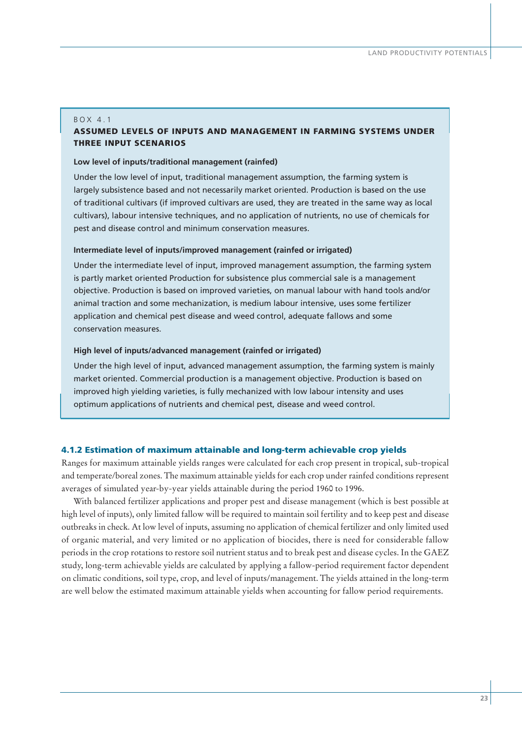BOX 4.1

**ASSUMED LEVELS OF INPUTS AND MANAGEMENT IN FARMING SYSTEMS UNDER THREE INPUT SCENARIOS**

**Low level of inputs/traditional management (rainfed)**

Under the low level of input, traditional management assumption, the farming system is largely subsistence based and not necessarily market oriented. Production is based on the use of traditional cultivars (if improved cultivars are used, they are treated in the same way as local cultivars), labour intensive techniques, and no application of nutrients, no use of chemicals for pest and disease control and minimum conservation measures.

**Intermediate level of inputs/improved management (rainfed or irrigated)**

Under the intermediate level of input, improved management assumption, the farming system is partly market oriented Production for subsistence plus commercial sale is a management objective. Production is based on improved varieties, on manual labour with hand tools and/or animal traction and some mechanization, is medium labour intensive, uses some fertilizer application and chemical pest disease and weed control, adequate fallows and some conservation measures.

**High level of inputs/advanced management (rainfed or irrigated)**

Under the high level of input, advanced management assumption, the farming system is mainly market oriented. Commercial production is a management objective. Production is based on improved high yielding varieties, is fully mechanized with low labour intensity and uses optimum applications of nutrients and chemical pest, disease and weed control.

### 4.1.2 Estimation of maximum attainable and long-term achievable crop yields

Ranges for maximum attainable yields ranges were calculated for each crop present in tropical, sub-tropical and temperate/boreal zones. The maximum attainable yields for each crop under rainfed conditions represent averages of simulated year-by-year yields attainable during the period 1960 to 1996.

With balanced fertilizer applications and proper pest and disease management (which is best possible at high level of inputs), only limited fallow will be required to maintain soil fertility and to keep pest and disease outbreaks in check. At low level of inputs, assuming no application of chemical fertilizer and only limited used of organic material, and very limited or no application of biocides, there is need for considerable fallow periods in the crop rotations to restore soil nutrient status and to break pest and disease cycles. In the GAEZ study, long-term achievable yields are calculated by applying a fallow-period requirement factor dependent on climatic conditions, soil type, crop, and level of inputs/management. The yields attained in the long-term are well below the estimated maximum attainable yields when accounting for fallow period requirements.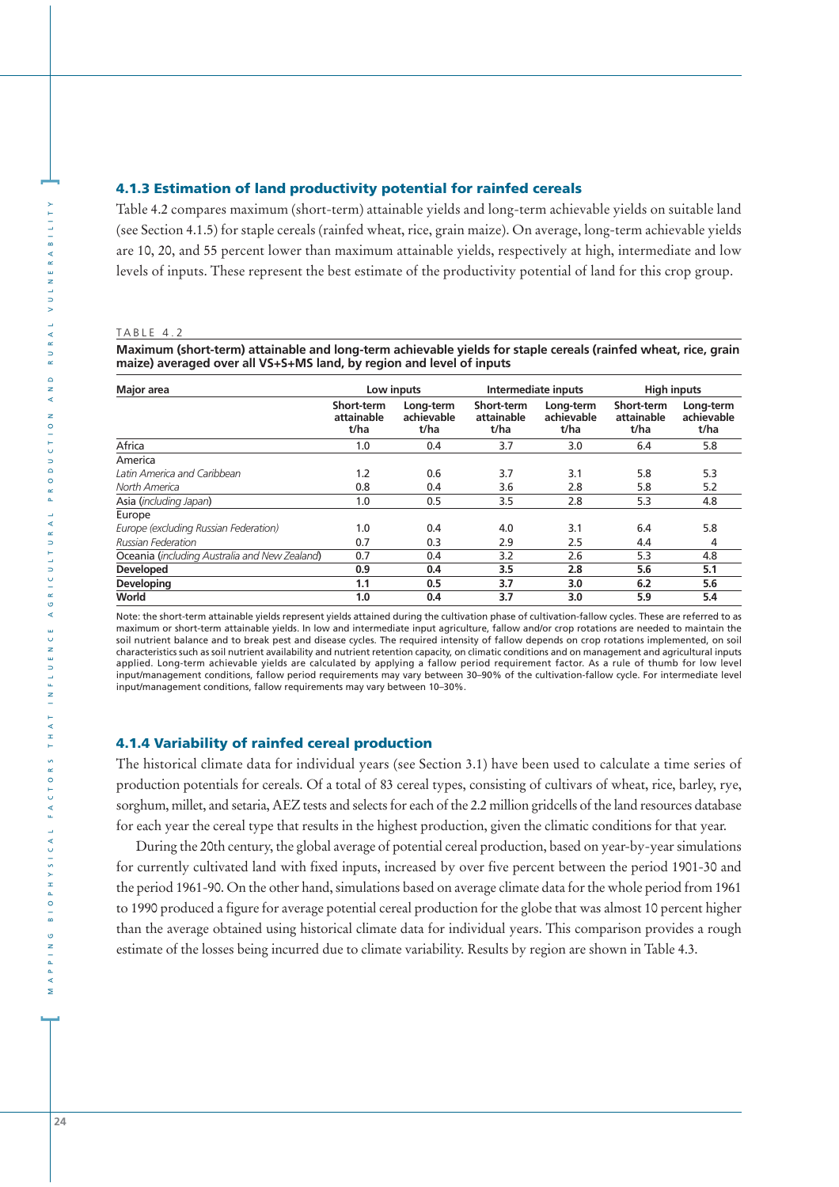### 4.1.3 Estimation of land productivity potential for rainfed cereals

Table 4.2 compares maximum (short-term) attainable yields and long-term achievable yields on suitable land (see Section 4.1.5) for staple cereals (rainfed wheat, rice, grain maize). On average, long-term achievable yields are 10, 20, and 55 percent lower than maximum attainable yields, respectively at high, intermediate and low levels of inputs. These represent the best estimate of the productivity potential of land for this crop group.

TABLE 4.2

**Maximum (short-term) attainable and long-term achievable yields for staple cereals (rainfed wheat, rice, grain maize) averaged over all VS+S+MS land, by region and level of inputs**

| Major area | Low inputs | | Intermediate inputs | | High inputs | |
|---|---|---|---|---|---|---|
| | Short-term attainable t/ha | Long-term achievable t/ha | Short-term attainable t/ha | Long-term achievable t/ha | Short-term attainable t/ha | Long-term achievable t/ha |
| Africa | 1.0 | 0.4 | 3.7 | 3.0 | 6.4 | 5.8 |
| America | | | | | | |
| *Latin America and Caribbean* | 1.2 | 0.6 | 3.7 | 3.1 | 5.8 | 5.3 |
| *North America* | 0.8 | 0.4 | 3.6 | 2.8 | 5.8 | 5.2 |
| Asia (*including Japan*) | 1.0 | 0.5 | 3.5 | 2.8 | 5.3 | 4.8 |
| Europe | | | | | | |
| *Europe (excluding Russian Federation)* | 1.0 | 0.4 | 4.0 | 3.1 | 6.4 | 5.8 |
| *Russian Federation* | 0.7 | 0.3 | 2.9 | 2.5 | 4.4 | 4 |
| Oceania (*including Australia and New Zealand*) | 0.7 | 0.4 | 3.2 | 2.6 | 5.3 | 4.8 |
| **Developed** | **0.9** | **0.4** | **3.5** | **2.8** | **5.6** | **5.1** |
| **Developing** | **1.1** | **0.5** | **3.7** | **3.0** | **6.2** | **5.6** |
| **World** | **1.0** | **0.4** | **3.7** | **3.0** | **5.9** | **5.4** |

Note: the short-term attainable yields represent yields attained during the cultivation phase of cultivation-fallow cycles. These are referred to as maximum or short-term attainable yields. In low and intermediate input agriculture, fallow and/or crop rotations are needed to maintain the soil nutrient balance and to break pest and disease cycles. The required intensity of fallow depends on crop rotations implemented, on soil characteristics such as soil nutrient availability and nutrient retention capacity, on climatic conditions and on management and agricultural inputs applied. Long-term achievable yields are calculated by applying a fallow period requirement factor. As a rule of thumb for low level input/management conditions, fallow period requirements may vary between 30–90% of the cultivation-fallow cycle. For intermediate level input/management conditions, fallow requirements may vary between 10–30%.

### 4.1.4 Variability of rainfed cereal production

The historical climate data for individual years (see Section 3.1) have been used to calculate a time series of production potentials for cereals. Of a total of 83 cereal types, consisting of cultivars of wheat, rice, barley, rye, sorghum, millet, and setaria, AEZ tests and selects for each of the 2.2 million gridcells of the land resources database for each year the cereal type that results in the highest production, given the climatic conditions for that year.

During the 20th century, the global average of potential cereal production, based on year-by-year simulations for currently cultivated land with fixed inputs, increased by over five percent between the period 1901-30 and the period 1961-90. On the other hand, simulations based on average climate data for the whole period from 1961 to 1990 produced a figure for average potential cereal production for the globe that was almost 10 percent higher than the average obtained using historical climate data for individual years. This comparison provides a rough estimate of the losses being incurred due to climate variability. Results by region are shown in Table 4.3.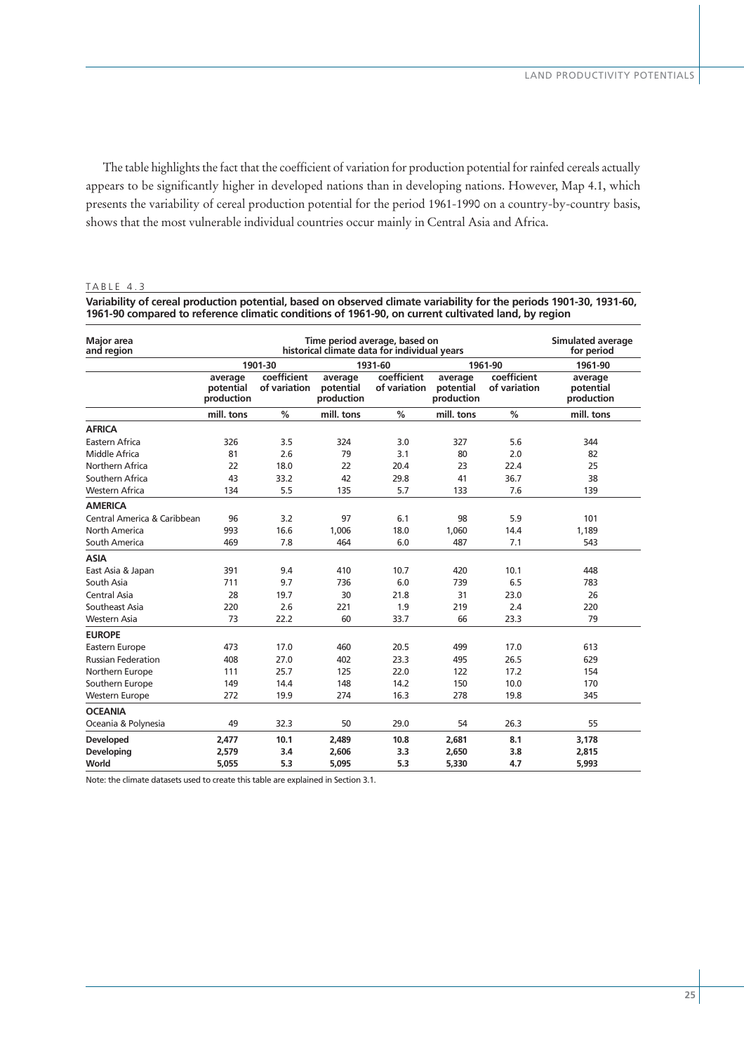The table highlights the fact that the coefficient of variation for production potential for rainfed cereals actually appears to be significantly higher in developed nations than in developing nations. However, Map 4.1, which presents the variability of cereal production potential for the period 1961-1990 on a country-by-country basis, shows that the most vulnerable individual countries occur mainly in Central Asia and Africa.

TABLE 4.3

**Variability of cereal production potential, based on observed climate variability for the periods 1901-30, 1931-60, 1961-90 compared to reference climatic conditions of 1961-90, on current cultivated land, by region**

| Major area and region | Time period average, based on historical climate data for individual years | | | | | | Simulated average for period |
|---|---|---|---|---|---|---|---|
| | 1901-30 | | 1931-60 | | 1961-90 | | 1961-90 |
| | average potential production | coefficient of variation | average potential production | coefficient of variation | average potential production | coefficient of variation | average potential production |
| | mill. tons | % | mill. tons | % | mill. tons | % | mill. tons |
| **AFRICA** | | | | | | | |
| Eastern Africa | 326 | 3.5 | 324 | 3.0 | 327 | 5.6 | 344 |
| Middle Africa | 81 | 2.6 | 79 | 3.1 | 80 | 2.0 | 82 |
| Northern Africa | 22 | 18.0 | 22 | 20.4 | 23 | 22.4 | 25 |
| Southern Africa | 43 | 33.2 | 42 | 29.8 | 41 | 36.7 | 38 |
| Western Africa | 134 | 5.5 | 135 | 5.7 | 133 | 7.6 | 139 |
| **AMERICA** | | | | | | | |
| Central America & Caribbean | 96 | 3.2 | 97 | 6.1 | 98 | 5.9 | 101 |
| North America | 993 | 16.6 | 1,006 | 18.0 | 1,060 | 14.4 | 1,189 |
| South America | 469 | 7.8 | 464 | 6.0 | 487 | 7.1 | 543 |
| **ASIA** | | | | | | | |
| East Asia & Japan | 391 | 9.4 | 410 | 10.7 | 420 | 10.1 | 448 |
| South Asia | 711 | 9.7 | 736 | 6.0 | 739 | 6.5 | 783 |
| Central Asia | 28 | 19.7 | 30 | 21.8 | 31 | 23.0 | 26 |
| Southeast Asia | 220 | 2.6 | 221 | 1.9 | 219 | 2.4 | 220 |
| Western Asia | 73 | 22.2 | 60 | 33.7 | 66 | 23.3 | 79 |
| **EUROPE** | | | | | | | |
| Eastern Europe | 473 | 17.0 | 460 | 20.5 | 499 | 17.0 | 613 |
| Russian Federation | 408 | 27.0 | 402 | 23.3 | 495 | 26.5 | 629 |
| Northern Europe | 111 | 25.7 | 125 | 22.0 | 122 | 17.2 | 154 |
| Southern Europe | 149 | 14.4 | 148 | 14.2 | 150 | 10.0 | 170 |
| Western Europe | 272 | 19.9 | 274 | 16.3 | 278 | 19.8 | 345 |
| **OCEANIA** | | | | | | | |
| Oceania & Polynesia | 49 | 32.3 | 50 | 29.0 | 54 | 26.3 | 55 |
| **Developed** | **2,477** | **10.1** | **2,489** | **10.8** | **2,681** | **8.1** | **3,178** |
| **Developing** | **2,579** | **3.4** | **2,606** | **3.3** | **2,650** | **3.8** | **2,815** |
| **World** | **5,055** | **5.3** | **5,095** | **5.3** | **5,330** | **4.7** | **5,993** |

Note: the climate datasets used to create this table are explained in Section 3.1.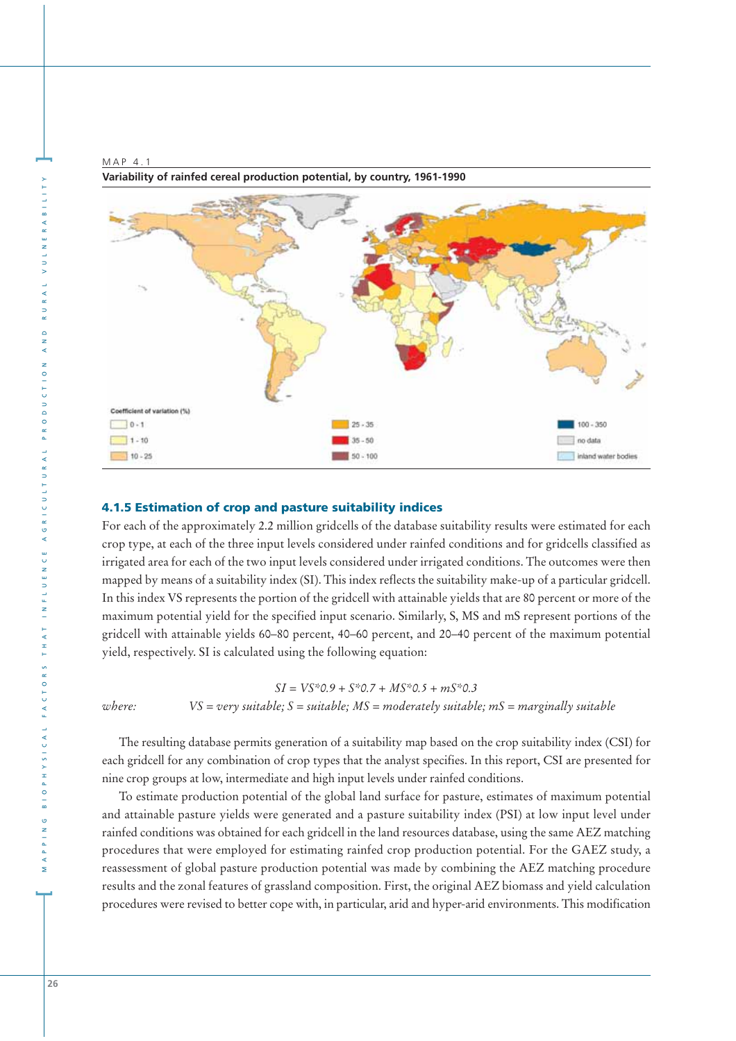MAP 4.1

**Variability of rainfed cereal production potential, by country, 1961-1990**

Coefficient of variation (%)

| | | |
|---|---|---|
| 0 - 1 | 25 - 35 | 100 - 350 |
| 1 - 10 | 35 - 50 | no data |
| 10 - 25 | 50 - 100 | inland water bodies |

### 4.1.5 Estimation of crop and pasture suitability indices

For each of the approximately 2.2 million gridcells of the database suitability results were estimated for each crop type, at each of the three input levels considered under rainfed conditions and for gridcells classified as irrigated area for each of the two input levels considered under irrigated conditions. The outcomes were then mapped by means of a suitability index (SI). This index reflects the suitability make-up of a particular gridcell. In this index VS represents the portion of the gridcell with attainable yields that are 80 percent or more of the maximum potential yield for the specified input scenario. Similarly, S, MS and mS represent portions of the gridcell with attainable yields 60–80 percent, 40–60 percent, and 20–40 percent of the maximum potential yield, respectively. SI is calculated using the following equation:

$$SI = VS*0.9 + S*0.7 + MS*0.5 + mS*0.3$$

*where:* *VS = very suitable; S = suitable; MS = moderately suitable; mS = marginally suitable*

The resulting database permits generation of a suitability map based on the crop suitability index (CSI) for each gridcell for any combination of crop types that the analyst specifies. In this report, CSI are presented for nine crop groups at low, intermediate and high input levels under rainfed conditions.

To estimate production potential of the global land surface for pasture, estimates of maximum potential and attainable pasture yields were generated and a pasture suitability index (PSI) at low input level under rainfed conditions was obtained for each gridcell in the land resources database, using the same AEZ matching procedures that were employed for estimating rainfed crop production potential. For the GAEZ study, a reassessment of global pasture production potential was made by combining the AEZ matching procedure results and the zonal features of grassland composition. First, the original AEZ biomass and yield calculation procedures were revised to better cope with, in particular, arid and hyper-arid environments. This modification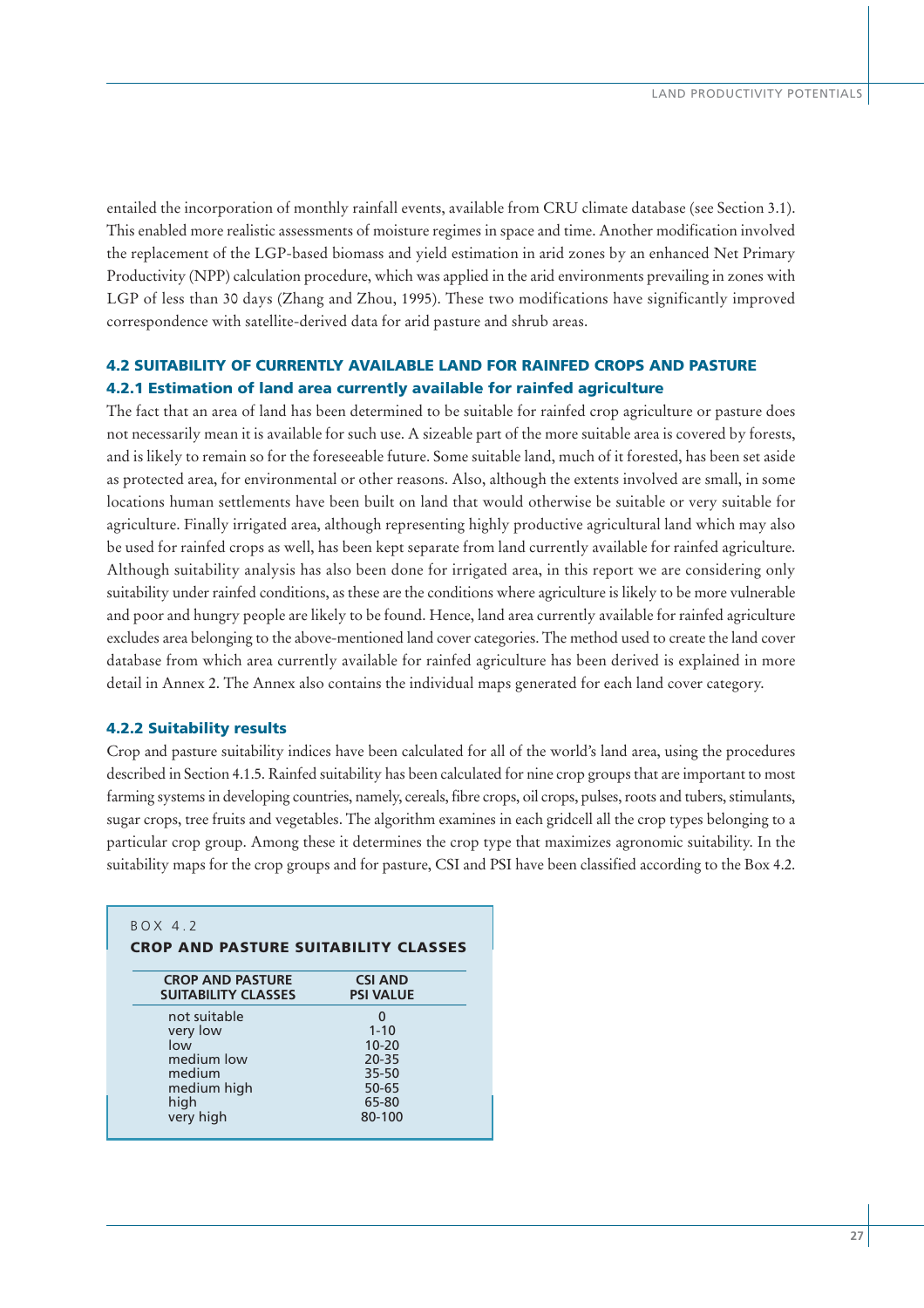entailed the incorporation of monthly rainfall events, available from CRU climate database (see Section 3.1). This enabled more realistic assessments of moisture regimes in space and time. Another modification involved the replacement of the LGP-based biomass and yield estimation in arid zones by an enhanced Net Primary Productivity (NPP) calculation procedure, which was applied in the arid environments prevailing in zones with LGP of less than 30 days (Zhang and Zhou, 1995). These two modifications have significantly improved correspondence with satellite-derived data for arid pasture and shrub areas.

## 4.2 SUITABILITY OF CURRENTLY AVAILABLE LAND FOR RAINFED CROPS AND PASTURE

### 4.2.1 Estimation of land area currently available for rainfed agriculture

The fact that an area of land has been determined to be suitable for rainfed crop agriculture or pasture does not necessarily mean it is available for such use. A sizeable part of the more suitable area is covered by forests, and is likely to remain so for the foreseeable future. Some suitable land, much of it forested, has been set aside as protected area, for environmental or other reasons. Also, although the extents involved are small, in some locations human settlements have been built on land that would otherwise be suitable or very suitable for agriculture. Finally irrigated area, although representing highly productive agricultural land which may also be used for rainfed crops as well, has been kept separate from land currently available for rainfed agriculture. Although suitability analysis has also been done for irrigated area, in this report we are considering only suitability under rainfed conditions, as these are the conditions where agriculture is likely to be more vulnerable and poor and hungry people are likely to be found. Hence, land area currently available for rainfed agriculture excludes area belonging to the above-mentioned land cover categories. The method used to create the land cover database from which area currently available for rainfed agriculture has been derived is explained in more detail in Annex 2. The Annex also contains the individual maps generated for each land cover category.

### 4.2.2 Suitability results

Crop and pasture suitability indices have been calculated for all of the world's land area, using the procedures described in Section 4.1.5. Rainfed suitability has been calculated for nine crop groups that are important to most farming systems in developing countries, namely, cereals, fibre crops, oil crops, pulses, roots and tubers, stimulants, sugar crops, tree fruits and vegetables. The algorithm examines in each gridcell all the crop types belonging to a particular crop group. Among these it determines the crop type that maximizes agronomic suitability. In the suitability maps for the crop groups and for pasture, CSI and PSI have been classified according to the Box 4.2.

BOX 4.2

**CROP AND PASTURE SUITABILITY CLASSES**

| CROP AND PASTURE SUITABILITY CLASSES | CSI AND PSI VALUE |
|---|---|
| not suitable | 0 |
| very low | 1-10 |
| low | 10-20 |
| medium low | 20-35 |
| medium | 35-50 |
| medium high | 50-65 |
| high | 65-80 |
| very high | 80-100 |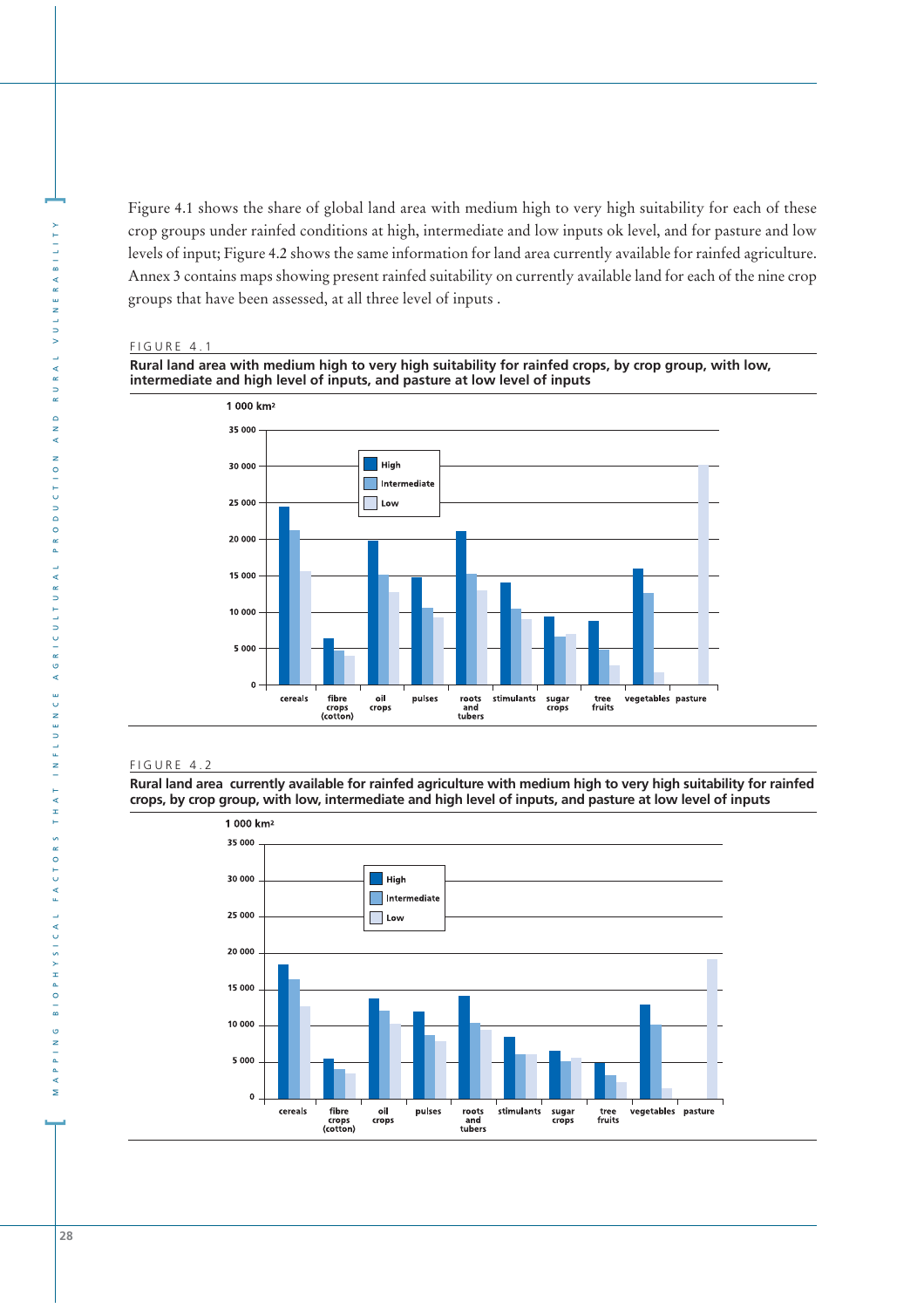Figure 4.1 shows the share of global land area with medium high to very high suitability for each of these crop groups under rainfed conditions at high, intermediate and low inputs ok level, and for pasture and low levels of input; Figure 4.2 shows the same information for land area currently available for rainfed agriculture. Annex 3 contains maps showing present rainfed suitability on currently available land for each of the nine crop groups that have been assessed, at all three level of inputs .

FIGURE 4.1

**Rural land area with medium high to very high suitability for rainfed crops, by crop group, with low, intermediate and high level of inputs, and pasture at low level of inputs**

FIGURE 4.2

**Rural land area currently available for rainfed agriculture with medium high to very high suitability for rainfed crops, by crop group, with low, intermediate and high level of inputs, and pasture at low level of inputs**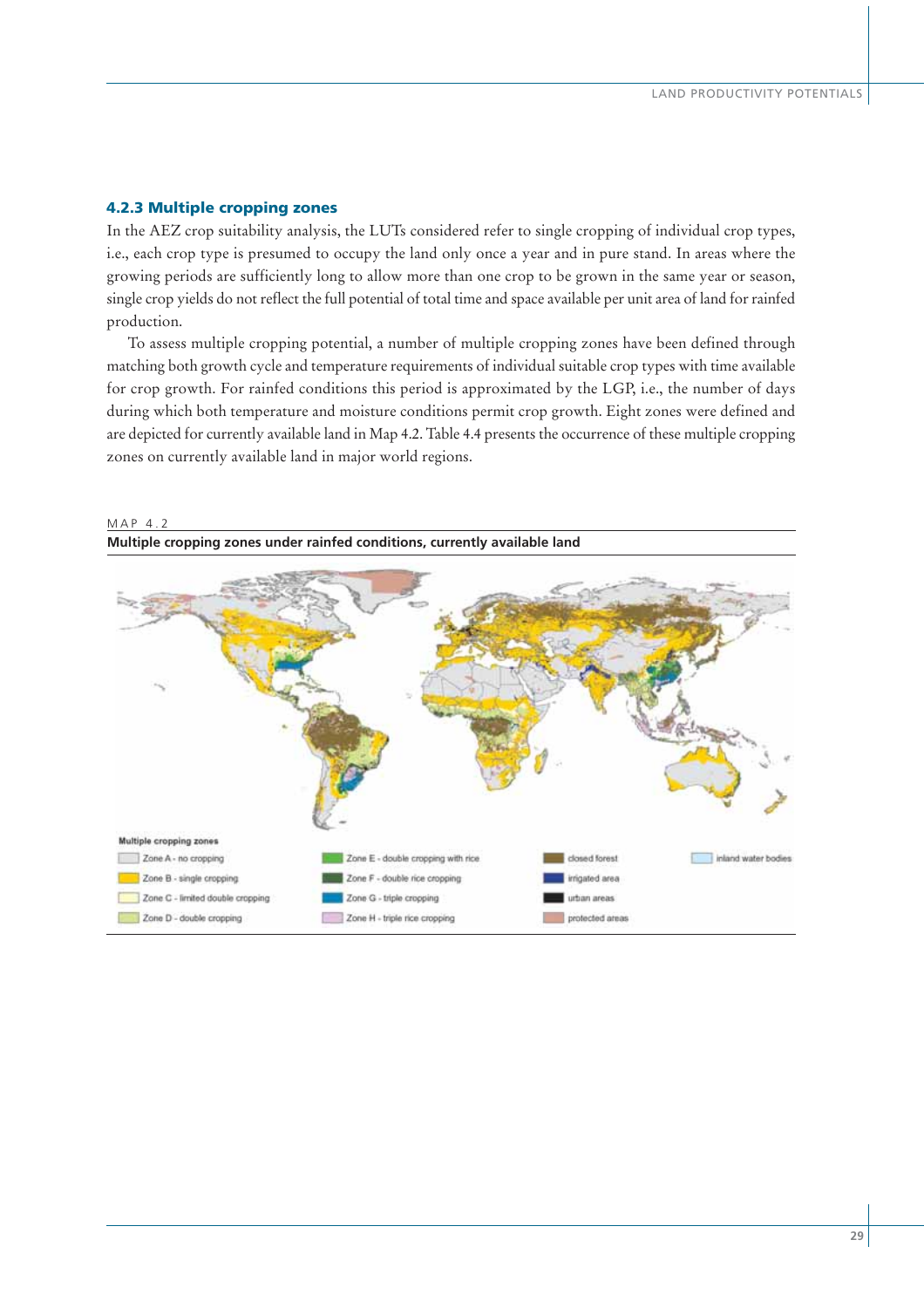### 4.2.3 Multiple cropping zones

In the AEZ crop suitability analysis, the LUTs considered refer to single cropping of individual crop types, i.e., each crop type is presumed to occupy the land only once a year and in pure stand. In areas where the growing periods are sufficiently long to allow more than one crop to be grown in the same year or season, single crop yields do not reflect the full potential of total time and space available per unit area of land for rainfed production.

To assess multiple cropping potential, a number of multiple cropping zones have been defined through matching both growth cycle and temperature requirements of individual suitable crop types with time available for crop growth. For rainfed conditions this period is approximated by the LGP, i.e., the number of days during which both temperature and moisture conditions permit crop growth. Eight zones were defined and are depicted for currently available land in Map 4.2. Table 4.4 presents the occurrence of these multiple cropping zones on currently available land in major world regions.

MAP 4.2

**Multiple cropping zones under rainfed conditions, currently available land**

Multiple cropping zones

- Zone A - no cropping
- Zone B - single cropping
- Zone C - limited double cropping
- Zone D - double cropping
- Zone E - double cropping with rice
- Zone F - double rice cropping
- Zone G - triple cropping
- Zone H - triple rice cropping
- closed forest
- irrigated area
- urban areas
- protected areas
- inland water bodies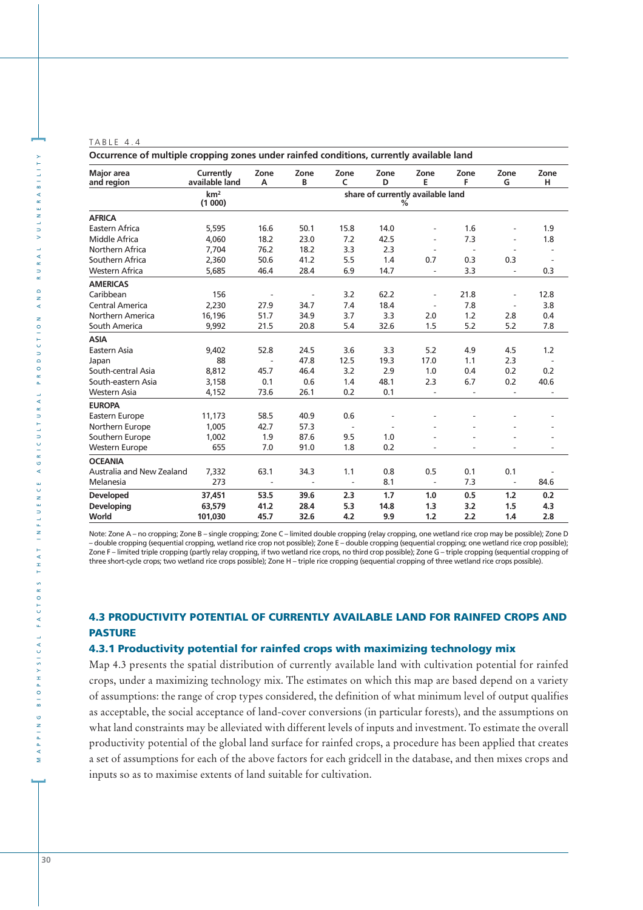TABLE 4.4

**Occurrence of multiple cropping zones under rainfed conditions, currently available land**

| Major area and region | Currently available land | Zone A | Zone B | Zone C | Zone D | Zone E | Zone F | Zone G | Zone H |
|---|---|---|---|---|---|---|---|---|---|
| | km² (1 000) | share of currently available land % | | | | | | | |
| **AFRICA** | | | | | | | | | |
| Eastern Africa | 5,595 | 16.6 | 50.1 | 15.8 | 14.0 | - | 1.6 | - | 1.9 |
| Middle Africa | 4,060 | 18.2 | 23.0 | 7.2 | 42.5 | - | 7.3 | - | 1.8 |
| Northern Africa | 7,704 | 76.2 | 18.2 | 3.3 | 2.3 | - | - | - | - |
| Southern Africa | 2,360 | 50.6 | 41.2 | 5.5 | 1.4 | 0.7 | 0.3 | 0.3 | - |
| Western Africa | 5,685 | 46.4 | 28.4 | 6.9 | 14.7 | - | 3.3 | - | 0.3 |
| **AMERICAS** | | | | | | | | | |
| Caribbean | 156 | - | - | 3.2 | 62.2 | - | 21.8 | - | 12.8 |
| Central America | 2,230 | 27.9 | 34.7 | 7.4 | 18.4 | - | 7.8 | - | 3.8 |
| Northern America | 16,196 | 51.7 | 34.9 | 3.7 | 3.3 | 2.0 | 1.2 | 2.8 | 0.4 |
| South America | 9,992 | 21.5 | 20.8 | 5.4 | 32.6 | 1.5 | 5.2 | 5.2 | 7.8 |
| **ASIA** | | | | | | | | | |
| Eastern Asia | 9,402 | 52.8 | 24.5 | 3.6 | 3.3 | 5.2 | 4.9 | 4.5 | 1.2 |
| Japan | 88 | - | 47.8 | 12.5 | 19.3 | 17.0 | 1.1 | 2.3 | - |
| South-central Asia | 8,812 | 45.7 | 46.4 | 3.2 | 2.9 | 1.0 | 0.4 | 0.2 | 0.2 |
| South-eastern Asia | 3,158 | 0.1 | 0.6 | 1.4 | 48.1 | 2.3 | 6.7 | 0.2 | 40.6 |
| Western Asia | 4,152 | 73.6 | 26.1 | 0.2 | 0.1 | - | - | - | - |
| **EUROPA** | | | | | | | | | |
| Eastern Europe | 11,173 | 58.5 | 40.9 | 0.6 | - | - | - | - | - |
| Northern Europe | 1,005 | 42.7 | 57.3 | - | - | - | - | - | - |
| Southern Europe | 1,002 | 1.9 | 87.6 | 9.5 | 1.0 | - | - | - | - |
| Western Europe | 655 | 7.0 | 91.0 | 1.8 | 0.2 | - | - | - | - |
| **OCEANIA** | | | | | | | | | |
| Australia and New Zealand | 7,332 | 63.1 | 34.3 | 1.1 | 0.8 | 0.5 | 0.1 | 0.1 | - |
| Melanesia | 273 | - | - | - | 8.1 | - | 7.3 | - | 84.6 |
| **Developed** | **37,451** | **53.5** | **39.6** | **2.3** | **1.7** | **1.0** | **0.5** | **1.2** | **0.2** |
| **Developing** | **63,579** | **41.2** | **28.4** | **5.3** | **14.8** | **1.3** | **3.2** | **1.5** | **4.3** |
| **World** | **101,030** | **45.7** | **32.6** | **4.2** | **9.9** | **1.2** | **2.2** | **1.4** | **2.8** |

Note: Zone A – no cropping; Zone B – single cropping; Zone C – limited double cropping (relay cropping, one wetland rice crop may be possible); Zone D – double cropping (sequential cropping, wetland rice crop not possible); Zone E – double cropping (sequential cropping; one wetland rice crop possible); Zone F – limited triple cropping (partly relay cropping, if two wetland rice crops, no third crop possible); Zone G – triple cropping (sequential cropping of three short-cycle crops; two wetland rice crops possible); Zone H – triple rice cropping (sequential cropping of three wetland rice crops possible).

## 4.3 PRODUCTIVITY POTENTIAL OF CURRENTLY AVAILABLE LAND FOR RAINFED CROPS AND PASTURE

### 4.3.1 Productivity potential for rainfed crops with maximizing technology mix

Map 4.3 presents the spatial distribution of currently available land with cultivation potential for rainfed crops, under a maximizing technology mix. The estimates on which this map are based depend on a variety of assumptions: the range of crop types considered, the definition of what minimum level of output qualifies as acceptable, the social acceptance of land-cover conversions (in particular forests), and the assumptions on what land constraints may be alleviated with different levels of inputs and investment. To estimate the overall productivity potential of the global land surface for rainfed crops, a procedure has been applied that creates a set of assumptions for each of the above factors for each gridcell in the database, and then mixes crops and inputs so as to maximise extents of land suitable for cultivation.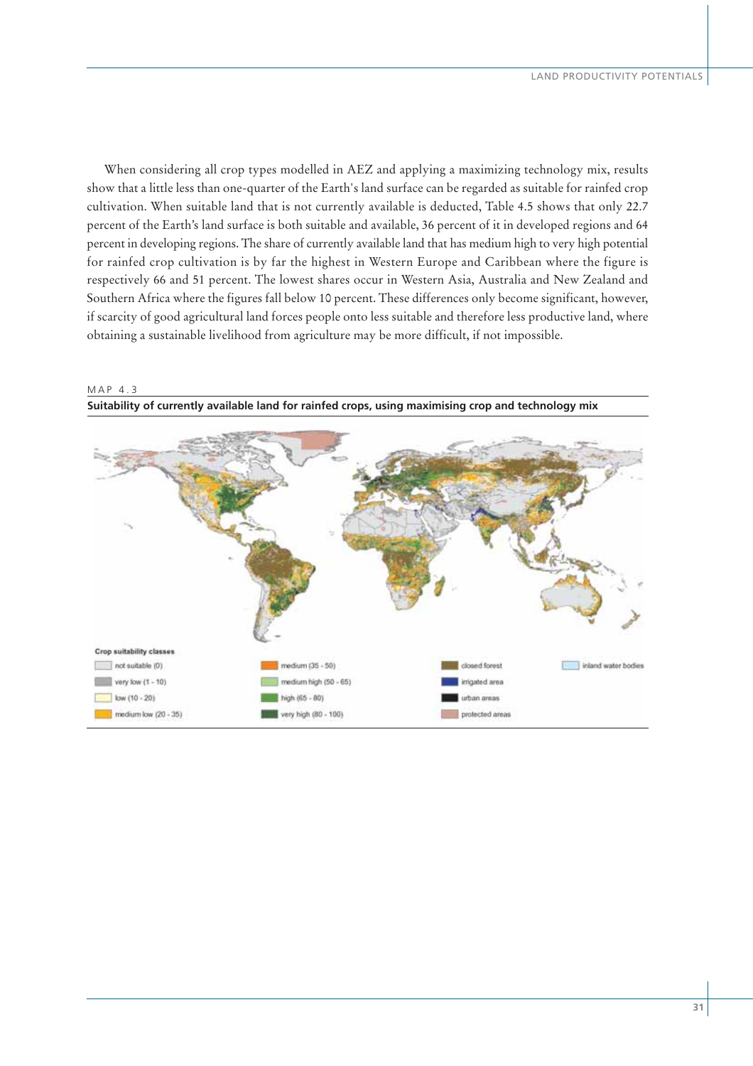When considering all crop types modelled in AEZ and applying a maximizing technology mix, results show that a little less than one-quarter of the Earth's land surface can be regarded as suitable for rainfed crop cultivation. When suitable land that is not currently available is deducted, Table 4.5 shows that only 22.7 percent of the Earth's land surface is both suitable and available, 36 percent of it in developed regions and 64 percent in developing regions. The share of currently available land that has medium high to very high potential for rainfed crop cultivation is by far the highest in Western Europe and Caribbean where the figure is respectively 66 and 51 percent. The lowest shares occur in Western Asia, Australia and New Zealand and Southern Africa where the figures fall below 10 percent. These differences only become significant, however, if scarcity of good agricultural land forces people onto less suitable and therefore less productive land, where obtaining a sustainable livelihood from agriculture may be more difficult, if not impossible.

MAP 4.3

**Suitability of currently available land for rainfed crops, using maximising crop and technology mix**

Crop suitability classes

- not suitable (0)
- very low (1 - 10)
- low (10 - 20)
- medium low (20 - 35)
- medium (35 - 50)
- medium high (50 - 65)
- high (65 - 80)
- very high (80 - 100)
- closed forest
- irrigated area
- urban areas
- protected areas
- inland water bodies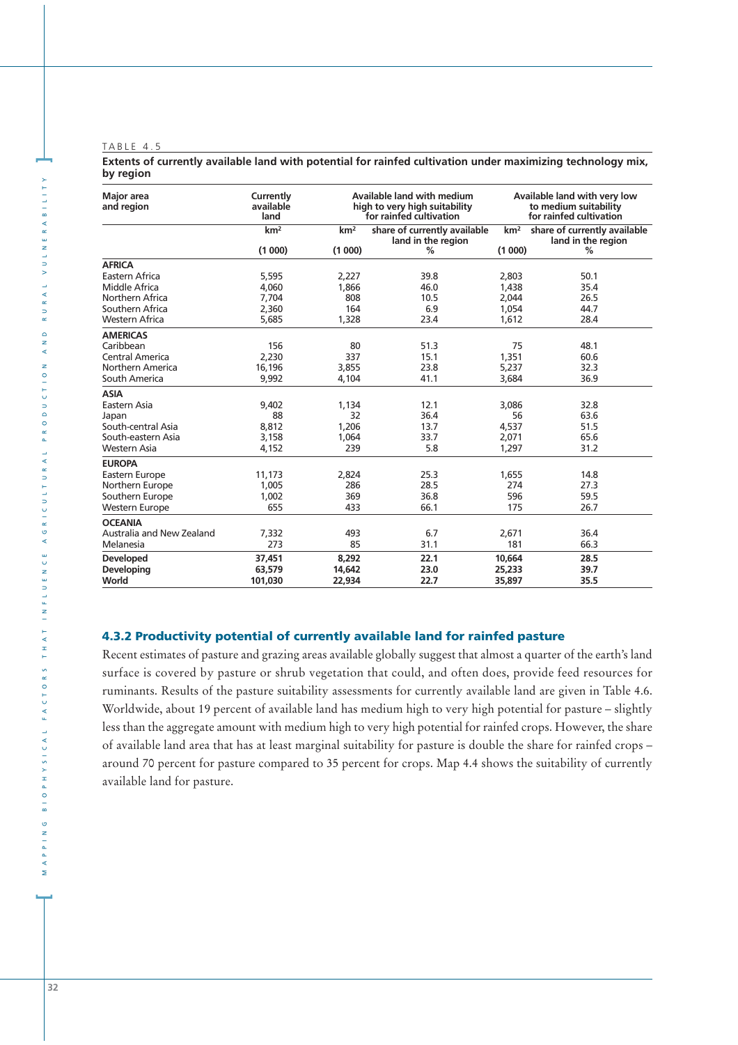TABLE 4.5

**Extents of currently available land with potential for rainfed cultivation under maximizing technology mix, by region**

| Major area and region | Currently available land | Available land with medium high to very high suitability for rainfed cultivation | | Available land with very low to medium suitability for rainfed cultivation | |
|---|---|---|---|---|---|
| | km² (1 000) | km² (1 000) | share of currently available land in the region % | km² (1 000) | share of currently available land in the region % |
| **AFRICA** | | | | | |
| Eastern Africa | 5,595 | 2,227 | 39.8 | 2,803 | 50.1 |
| Middle Africa | 4,060 | 1,866 | 46.0 | 1,438 | 35.4 |
| Northern Africa | 7,704 | 808 | 10.5 | 2,044 | 26.5 |
| Southern Africa | 2,360 | 164 | 6.9 | 1,054 | 44.7 |
| Western Africa | 5,685 | 1,328 | 23.4 | 1,612 | 28.4 |
| **AMERICAS** | | | | | |
| Caribbean | 156 | 80 | 51.3 | 75 | 48.1 |
| Central America | 2,230 | 337 | 15.1 | 1,351 | 60.6 |
| Northern America | 16,196 | 3,855 | 23.8 | 5,237 | 32.3 |
| South America | 9,992 | 4,104 | 41.1 | 3,684 | 36.9 |
| **ASIA** | | | | | |
| Eastern Asia | 9,402 | 1,134 | 12.1 | 3,086 | 32.8 |
| Japan | 88 | 32 | 36.4 | 56 | 63.6 |
| South-central Asia | 8,812 | 1,206 | 13.7 | 4,537 | 51.5 |
| South-eastern Asia | 3,158 | 1,064 | 33.7 | 2,071 | 65.6 |
| Western Asia | 4,152 | 239 | 5.8 | 1,297 | 31.2 |
| **EUROPA** | | | | | |
| Eastern Europe | 11,173 | 2,824 | 25.3 | 1,655 | 14.8 |
| Northern Europe | 1,005 | 286 | 28.5 | 274 | 27.3 |
| Southern Europe | 1,002 | 369 | 36.8 | 596 | 59.5 |
| Western Europe | 655 | 433 | 66.1 | 175 | 26.7 |
| **OCEANIA** | | | | | |
| Australia and New Zealand | 7,332 | 493 | 6.7 | 2,671 | 36.4 |
| Melanesia | 273 | 85 | 31.1 | 181 | 66.3 |
| **Developed** | **37,451** | **8,292** | **22.1** | **10,664** | **28.5** |
| **Developing** | **63,579** | **14,642** | **23.0** | **25,233** | **39.7** |
| **World** | **101,030** | **22,934** | **22.7** | **35,897** | **35.5** |

### 4.3.2 Productivity potential of currently available land for rainfed pasture

Recent estimates of pasture and grazing areas available globally suggest that almost a quarter of the earth's land surface is covered by pasture or shrub vegetation that could, and often does, provide feed resources for ruminants. Results of the pasture suitability assessments for currently available land are given in Table 4.6. Worldwide, about 19 percent of available land has medium high to very high potential for pasture – slightly less than the aggregate amount with medium high to very high potential for rainfed crops. However, the share of available land area that has at least marginal suitability for pasture is double the share for rainfed crops – around 70 percent for pasture compared to 35 percent for crops. Map 4.4 shows the suitability of currently available land for pasture.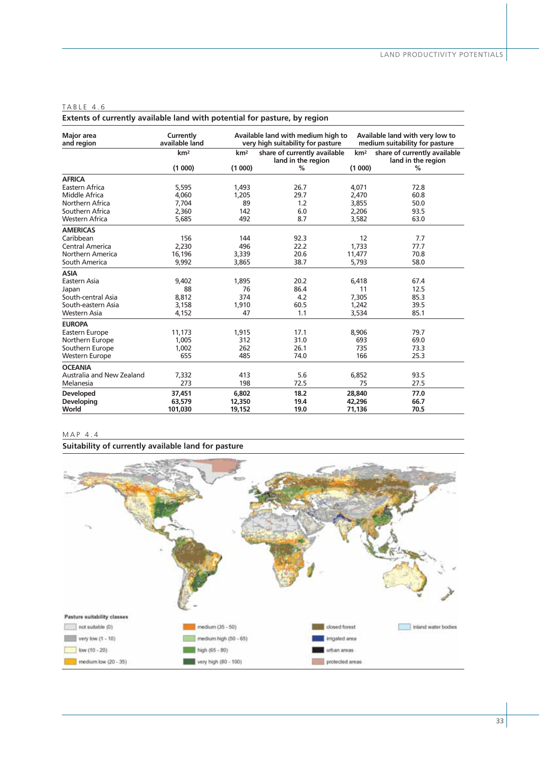TABLE 4.6

**Extents of currently available land with potential for pasture, by region**

| Major area and region | Currently available land | Available land with medium high to very high suitability for pasture | | Available land with very low to medium suitability for pasture | |
|---|---|---|---|---|---|
| | km² | km² | share of currently available land in the region | km² | share of currently available land in the region |
| | (1 000) | (1 000) | % | (1 000) | % |
| **AFRICA** | | | | | |
| Eastern Africa | 5,595 | 1,493 | 26.7 | 4,071 | 72.8 |
| Middle Africa | 4,060 | 1,205 | 29.7 | 2,470 | 60.8 |
| Northern Africa | 7,704 | 89 | 1.2 | 3,855 | 50.0 |
| Southern Africa | 2,360 | 142 | 6.0 | 2,206 | 93.5 |
| Western Africa | 5,685 | 492 | 8.7 | 3,582 | 63.0 |
| **AMERICAS** | | | | | |
| Caribbean | 156 | 144 | 92.3 | 12 | 7.7 |
| Central America | 2,230 | 496 | 22.2 | 1,733 | 77.7 |
| Northern America | 16,196 | 3,339 | 20.6 | 11,477 | 70.8 |
| South America | 9,992 | 3,865 | 38.7 | 5,793 | 58.0 |
| **ASIA** | | | | | |
| Eastern Asia | 9,402 | 1,895 | 20.2 | 6,418 | 67.4 |
| Japan | 88 | 76 | 86.4 | 11 | 12.5 |
| South-central Asia | 8,812 | 374 | 4.2 | 7,305 | 85.3 |
| South-eastern Asia | 3,158 | 1,910 | 60.5 | 1,242 | 39.5 |
| Western Asia | 4,152 | 47 | 1.1 | 3,534 | 85.1 |
| **EUROPA** | | | | | |
| Eastern Europe | 11,173 | 1,915 | 17.1 | 8,906 | 79.7 |
| Northern Europe | 1,005 | 312 | 31.0 | 693 | 69.0 |
| Southern Europe | 1,002 | 262 | 26.1 | 735 | 73.3 |
| Western Europe | 655 | 485 | 74.0 | 166 | 25.3 |
| **OCEANIA** | | | | | |
| Australia and New Zealand | 7,332 | 413 | 5.6 | 6,852 | 93.5 |
| Melanesia | 273 | 198 | 72.5 | 75 | 27.5 |
| **Developed** | **37,451** | **6,802** | **18.2** | **28,840** | **77.0** |
| **Developing** | **63,579** | **12,350** | **19.4** | **42,296** | **66.7** |
| **World** | **101,030** | **19,152** | **19.0** | **71,136** | **70.5** |

MAP 4.4

**Suitability of currently available land for pasture**

Pasture suitability classes

- not suitable (0)
- very low (1 - 10)
- low (10 - 20)
- medium low (20 - 35)
- medium (35 - 50)
- medium high (50 - 65)
- high (65 - 80)
- very high (80 - 100)
- closed forest
- irrigated area
- urban areas
- protected areas
- inland water bodies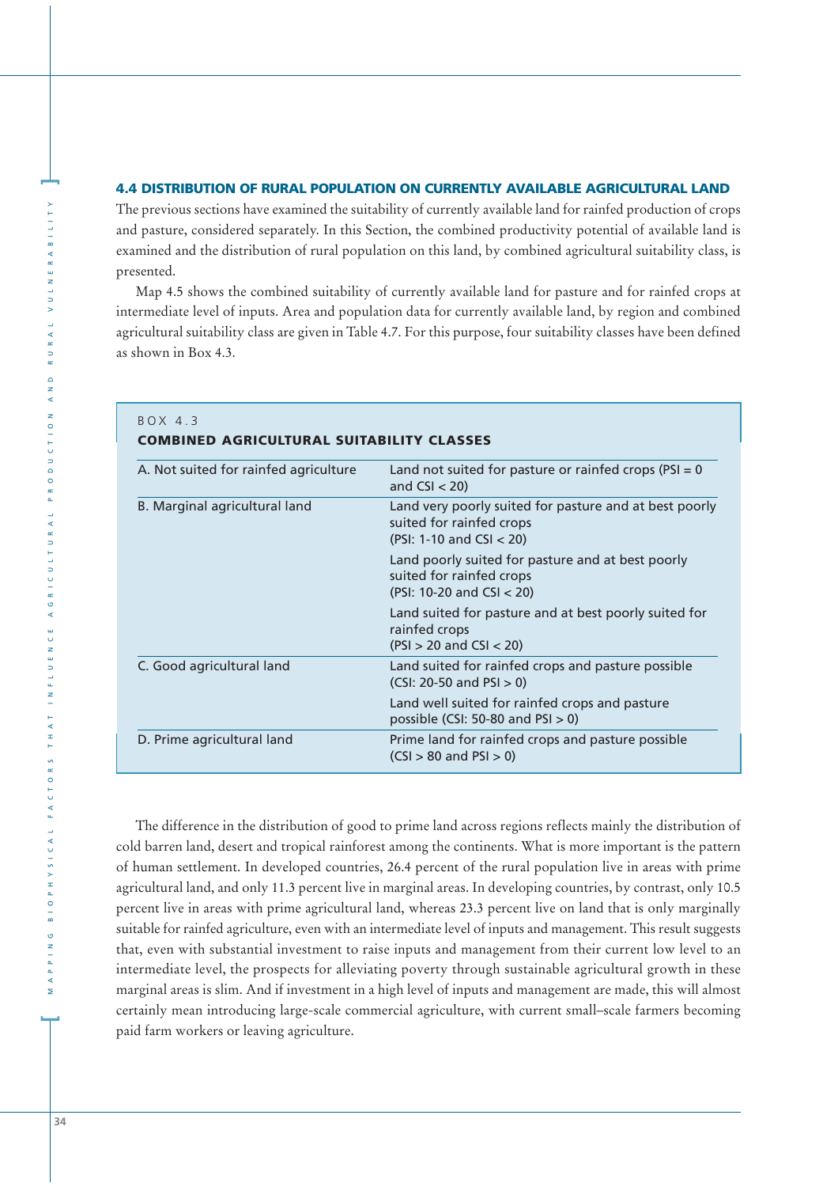## 4.4 DISTRIBUTION OF RURAL POPULATION ON CURRENTLY AVAILABLE AGRICULTURAL LAND

The previous sections have examined the suitability of currently available land for rainfed production of crops and pasture, considered separately. In this Section, the combined productivity potential of available land is examined and the distribution of rural population on this land, by combined agricultural suitability class, is presented.

Map 4.5 shows the combined suitability of currently available land for pasture and for rainfed crops at intermediate level of inputs. Area and population data for currently available land, by region and combined agricultural suitability class are given in Table 4.7. For this purpose, four suitability classes have been defined as shown in Box 4.3.

BOX 4.3

**COMBINED AGRICULTURAL SUITABILITY CLASSES**

| | |
|---|---|
| A. Not suited for rainfed agriculture | Land not suited for pasture or rainfed crops (PSI = 0 and CSI < 20) |
| B. Marginal agricultural land | Land very poorly suited for pasture and at best poorly suited for rainfed crops (PSI: 1-10 and CSI < 20) |
| | Land poorly suited for pasture and at best poorly suited for rainfed crops (PSI: 10-20 and CSI < 20) |
| | Land suited for pasture and at best poorly suited for rainfed crops (PSI > 20 and CSI < 20) |
| C. Good agricultural land | Land suited for rainfed crops and pasture possible (CSI: 20-50 and PSI > 0) |
| | Land well suited for rainfed crops and pasture possible (CSI: 50-80 and PSI > 0) |
| D. Prime agricultural land | Prime land for rainfed crops and pasture possible (CSI > 80 and PSI > 0) |

The difference in the distribution of good to prime land across regions reflects mainly the distribution of cold barren land, desert and tropical rainforest among the continents. What is more important is the pattern of human settlement. In developed countries, 26.4 percent of the rural population live in areas with prime agricultural land, and only 11.3 percent live in marginal areas. In developing countries, by contrast, only 10.5 percent live in areas with prime agricultural land, whereas 23.3 percent live on land that is only marginally suitable for rainfed agriculture, even with an intermediate level of inputs and management. This result suggests that, even with substantial investment to raise inputs and management from their current low level to an intermediate level, the prospects for alleviating poverty through sustainable agricultural growth in these marginal areas is slim. And if investment in a high level of inputs and management are made, this will almost certainly mean introducing large-scale commercial agriculture, with current small–scale farmers becoming paid farm workers or leaving agriculture.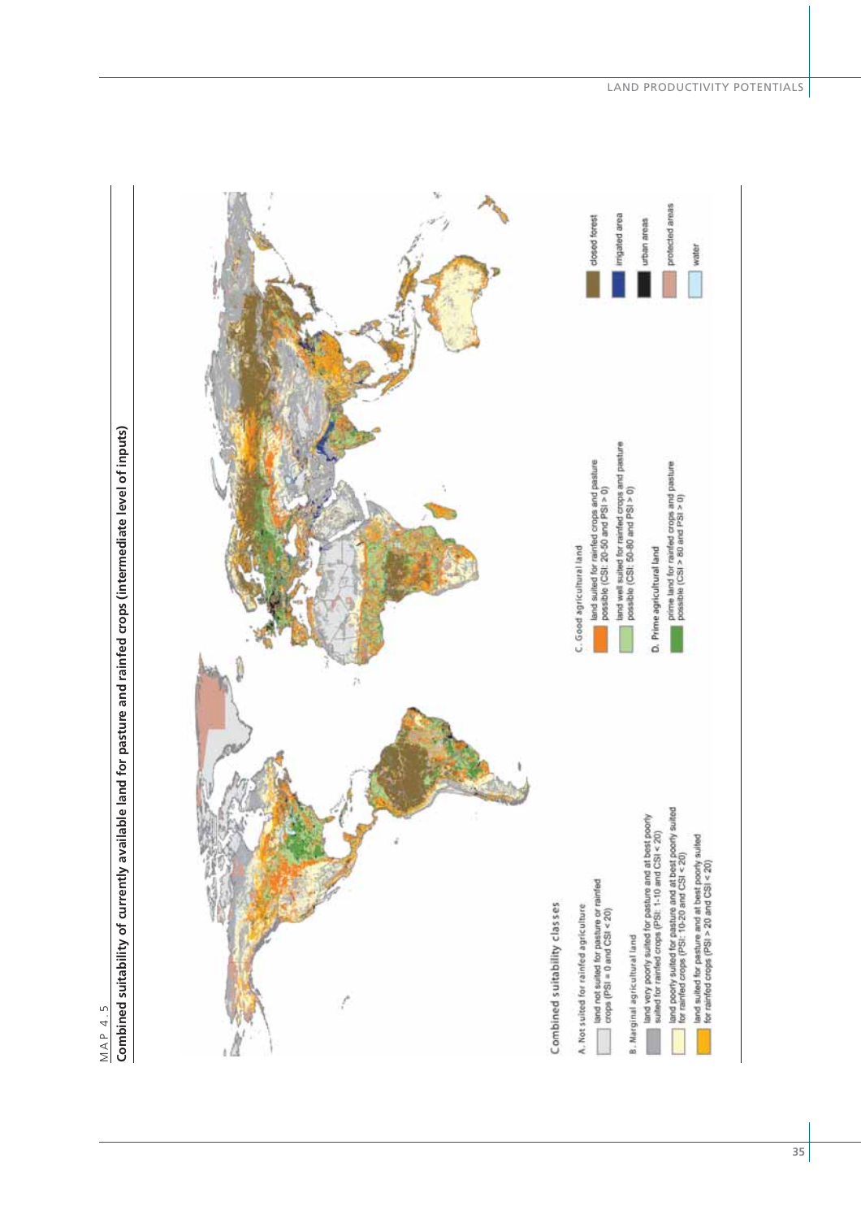MAP 4.5

**Combined suitability of currently available land for pasture and rainfed crops (intermediate level of inputs)**

Combined suitability classes

A. Not suited for rainfed agriculture

- land not suited for pasture or rainfed crops (PSI = 0 and CSI < 20)

B. Marginal agricultural land

- land very poorly suited for pasture and at best poorly suited for rainfed crops (PSI: 1-10 and CSI < 20)
- land poorly suited for pasture and at best poorly suited for rainfed crops (PSI: 10-20 and CSI < 20)
- land suited for pasture and at best poorly suited for rainfed crops (PSI > 20 and CSI < 20)

C. Good agricultural land

- land suited for rainfed crops and pasture possible (CSI: 20-50 and PSI > 0)
- land well suited for rainfed crops and pasture possible (CSI: 50-80 and PSI > 0)

D. Prime agricultural land

- prime land for rainfed crops and pasture possible (CSI > 80 and PSI > 0)

- closed forest
- irrigated area
- urban areas
- protected areas
- water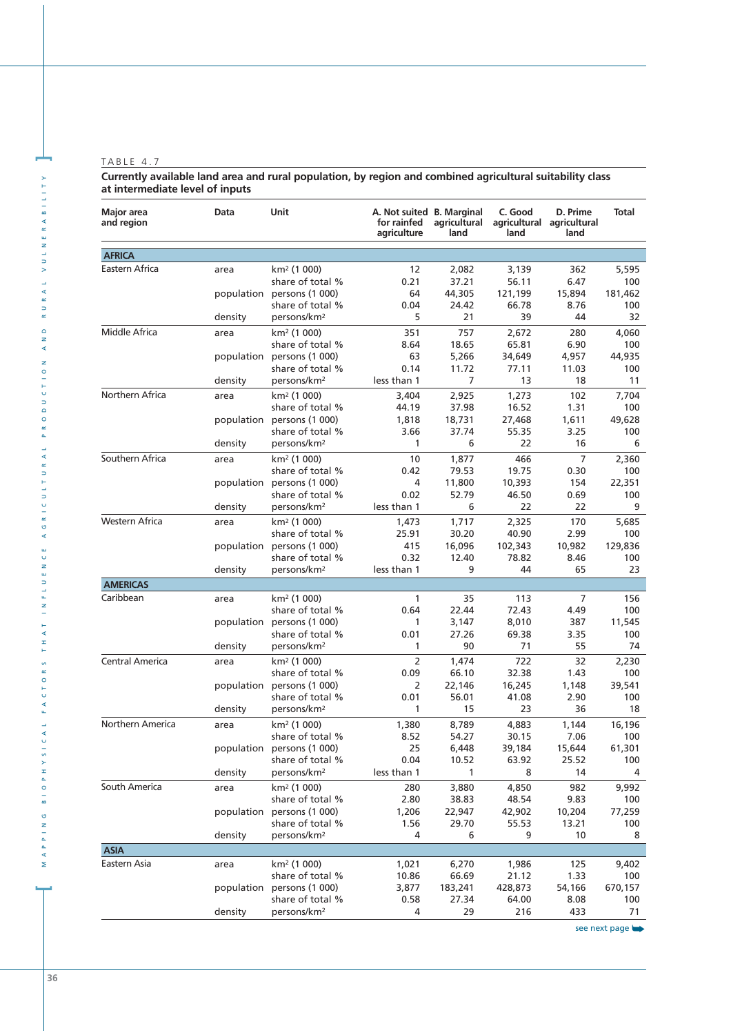TABLE 4.7

**Currently available land area and rural population, by region and combined agricultural suitability class at intermediate level of inputs**

| Major area and region | Data | Unit | A. Not suited for rainfed agriculture | B. Marginal agricultural land | C. Good agricultural land | D. Prime agricultural land | Total |
|---|---|---|---|---|---|---|---|
| **AFRICA** | | | | | | | |
| Eastern Africa | area | km² (1 000) | 12 | 2,082 | 3,139 | 362 | 5,595 |
| | | share of total % | 0.21 | 37.21 | 56.11 | 6.47 | 100 |
| | population | persons (1 000) | 64 | 44,305 | 121,199 | 15,894 | 181,462 |
| | | share of total % | 0.04 | 24.42 | 66.78 | 8.76 | 100 |
| | density | persons/km² | 5 | 21 | 39 | 44 | 32 |
| Middle Africa | area | km² (1 000) | 351 | 757 | 2,672 | 280 | 4,060 |
| | | share of total % | 8.64 | 18.65 | 65.81 | 6.90 | 100 |
| | population | persons (1 000) | 63 | 5,266 | 34,649 | 4,957 | 44,935 |
| | | share of total % | 0.14 | 11.72 | 77.11 | 11.03 | 100 |
| | density | persons/km² | less than 1 | 7 | 13 | 18 | 11 |
| Northern Africa | area | km² (1 000) | 3,404 | 2,925 | 1,273 | 102 | 7,704 |
| | | share of total % | 44.19 | 37.98 | 16.52 | 1.31 | 100 |
| | population | persons (1 000) | 1,818 | 18,731 | 27,468 | 1,611 | 49,628 |
| | | share of total % | 3.66 | 37.74 | 55.35 | 3.25 | 100 |
| | density | persons/km² | 1 | 6 | 22 | 16 | 6 |
| Southern Africa | area | km² (1 000) | 10 | 1,877 | 466 | 7 | 2,360 |
| | | share of total % | 0.42 | 79.53 | 19.75 | 0.30 | 100 |
| | population | persons (1 000) | 4 | 11,800 | 10,393 | 154 | 22,351 |
| | | share of total % | 0.02 | 52.79 | 46.50 | 0.69 | 100 |
| | density | persons/km² | less than 1 | 6 | 22 | 22 | 9 |
| Western Africa | area | km² (1 000) | 1,473 | 1,717 | 2,325 | 170 | 5,685 |
| | | share of total % | 25.91 | 30.20 | 40.90 | 2.99 | 100 |
| | population | persons (1 000) | 415 | 16,096 | 102,343 | 10,982 | 129,836 |
| | | share of total % | 0.32 | 12.40 | 78.82 | 8.46 | 100 |
| | density | persons/km² | less than 1 | 9 | 44 | 65 | 23 |
| **AMERICAS** | | | | | | | |
| Caribbean | area | km² (1 000) | 1 | 35 | 113 | 7 | 156 |
| | | share of total % | 0.64 | 22.44 | 72.43 | 4.49 | 100 |
| | population | persons (1 000) | 1 | 3,147 | 8,010 | 387 | 11,545 |
| | | share of total % | 0.01 | 27.26 | 69.38 | 3.35 | 100 |
| | density | persons/km² | 1 | 90 | 71 | 55 | 74 |
| Central America | area | km² (1 000) | 2 | 1,474 | 722 | 32 | 2,230 |
| | | share of total % | 0.09 | 66.10 | 32.38 | 1.43 | 100 |
| | population | persons (1 000) | 2 | 22,146 | 16,245 | 1,148 | 39,541 |
| | | share of total % | 0.01 | 56.01 | 41.08 | 2.90 | 100 |
| | density | persons/km² | 1 | 15 | 23 | 36 | 18 |
| Northern America | area | km² (1 000) | 1,380 | 8,789 | 4,883 | 1,144 | 16,196 |
| | | share of total % | 8.52 | 54.27 | 30.15 | 7.06 | 100 |
| | population | persons (1 000) | 25 | 6,448 | 39,184 | 15,644 | 61,301 |
| | | share of total % | 0.04 | 10.52 | 63.92 | 25.52 | 100 |
| | density | persons/km² | less than 1 | 1 | 8 | 14 | 4 |
| South America | area | km² (1 000) | 280 | 3,880 | 4,850 | 982 | 9,992 |
| | | share of total % | 2.80 | 38.83 | 48.54 | 9.83 | 100 |
| | population | persons (1 000) | 1,206 | 22,947 | 42,902 | 10,204 | 77,259 |
| | | share of total % | 1.56 | 29.70 | 55.53 | 13.21 | 100 |
| | density | persons/km² | 4 | 6 | 9 | 10 | 8 |
| **ASIA** | | | | | | | |
| Eastern Asia | area | km² (1 000) | 1,021 | 6,270 | 1,986 | 125 | 9,402 |
| | | share of total % | 10.86 | 66.69 | 21.12 | 1.33 | 100 |
| | population | persons (1 000) | 3,877 | 183,241 | 428,873 | 54,166 | 670,157 |
| | | share of total % | 0.58 | 27.34 | 64.00 | 8.08 | 100 |
| | density | persons/km² | 4 | 29 | 216 | 433 | 71 |

see next page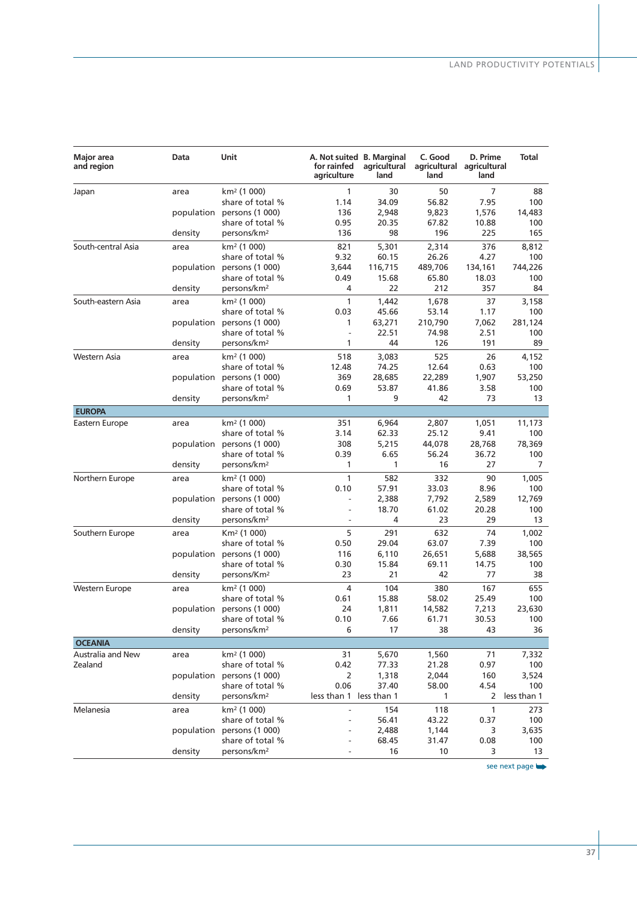| Major area and region | Data | Unit | A. Not suited for rainfed agriculture | B. Marginal agricultural land | C. Good agricultural land | D. Prime agricultural land | Total |
|---|---|---|---|---|---|---|---|
| Japan | area | km² (1 000) | 1 | 30 | 50 | 7 | 88 |
| | | share of total % | 1.14 | 34.09 | 56.82 | 7.95 | 100 |
| | population | persons (1 000) | 136 | 2,948 | 9,823 | 1,576 | 14,483 |
| | | share of total % | 0.95 | 20.35 | 67.82 | 10.88 | 100 |
| | density | persons/km² | 136 | 98 | 196 | 225 | 165 |
| South-central Asia | area | km² (1 000) | 821 | 5,301 | 2,314 | 376 | 8,812 |
| | | share of total % | 9.32 | 60.15 | 26.26 | 4.27 | 100 |
| | population | persons (1 000) | 3,644 | 116,715 | 489,706 | 134,161 | 744,226 |
| | | share of total % | 0.49 | 15.68 | 65.80 | 18.03 | 100 |
| | density | persons/km² | 4 | 22 | 212 | 357 | 84 |
| South-eastern Asia | area | km² (1 000) | 1 | 1,442 | 1,678 | 37 | 3,158 |
| | | share of total % | 0.03 | 45.66 | 53.14 | 1.17 | 100 |
| | population | persons (1 000) | 1 | 63,271 | 210,790 | 7,062 | 281,124 |
| | | share of total % | - | 22.51 | 74.98 | 2.51 | 100 |
| | density | persons/km² | 1 | 44 | 126 | 191 | 89 |
| Western Asia | area | km² (1 000) | 518 | 3,083 | 525 | 26 | 4,152 |
| | | share of total % | 12.48 | 74.25 | 12.64 | 0.63 | 100 |
| | population | persons (1 000) | 369 | 28,685 | 22,289 | 1,907 | 53,250 |
| | | share of total % | 0.69 | 53.87 | 41.86 | 3.58 | 100 |
| | density | persons/km² | 1 | 9 | 42 | 73 | 13 |
| **EUROPA** | | | | | | | |
| Eastern Europe | area | km² (1 000) | 351 | 6,964 | 2,807 | 1,051 | 11,173 |
| | | share of total % | 3.14 | 62.33 | 25.12 | 9.41 | 100 |
| | population | persons (1 000) | 308 | 5,215 | 44,078 | 28,768 | 78,369 |
| | | share of total % | 0.39 | 6.65 | 56.24 | 36.72 | 100 |
| | density | persons/km² | 1 | 1 | 16 | 27 | 7 |
| Northern Europe | area | km² (1 000) | 1 | 582 | 332 | 90 | 1,005 |
| | | share of total % | 0.10 | 57.91 | 33.03 | 8.96 | 100 |
| | population | persons (1 000) | - | 2,388 | 7,792 | 2,589 | 12,769 |
| | | share of total % | - | 18.70 | 61.02 | 20.28 | 100 |
| | density | persons/km² | - | 4 | 23 | 29 | 13 |
| Southern Europe | area | Km² (1 000) | 5 | 291 | 632 | 74 | 1,002 |
| | | share of total % | 0.50 | 29.04 | 63.07 | 7.39 | 100 |
| | population | persons (1 000) | 116 | 6,110 | 26,651 | 5,688 | 38,565 |
| | | share of total % | 0.30 | 15.84 | 69.11 | 14.75 | 100 |
| | density | persons/Km² | 23 | 21 | 42 | 77 | 38 |
| Western Europe | area | km² (1 000) | 4 | 104 | 380 | 167 | 655 |
| | | share of total % | 0.61 | 15.88 | 58.02 | 25.49 | 100 |
| | population | persons (1 000) | 24 | 1,811 | 14,582 | 7,213 | 23,630 |
| | | share of total % | 0.10 | 7.66 | 61.71 | 30.53 | 100 |
| | density | persons/km² | 6 | 17 | 38 | 43 | 36 |
| **OCEANIA** | | | | | | | |
| Australia and New Zealand | area | km² (1 000) | 31 | 5,670 | 1,560 | 71 | 7,332 |
| | | share of total % | 0.42 | 77.33 | 21.28 | 0.97 | 100 |
| | population | persons (1 000) | 2 | 1,318 | 2,044 | 160 | 3,524 |
| | | share of total % | 0.06 | 37.40 | 58.00 | 4.54 | 100 |
| | density | persons/km² | less than 1 | less than 1 | 1 | 2 | less than 1 |
| Melanesia | area | km² (1 000) | - | 154 | 118 | 1 | 273 |
| | | share of total % | - | 56.41 | 43.22 | 0.37 | 100 |
| | population | persons (1 000) | - | 2,488 | 1,144 | 3 | 3,635 |
| | | share of total % | - | 68.45 | 31.47 | 0.08 | 100 |
| | density | persons/km² | - | 16 | 10 | 3 | 13 |

see next page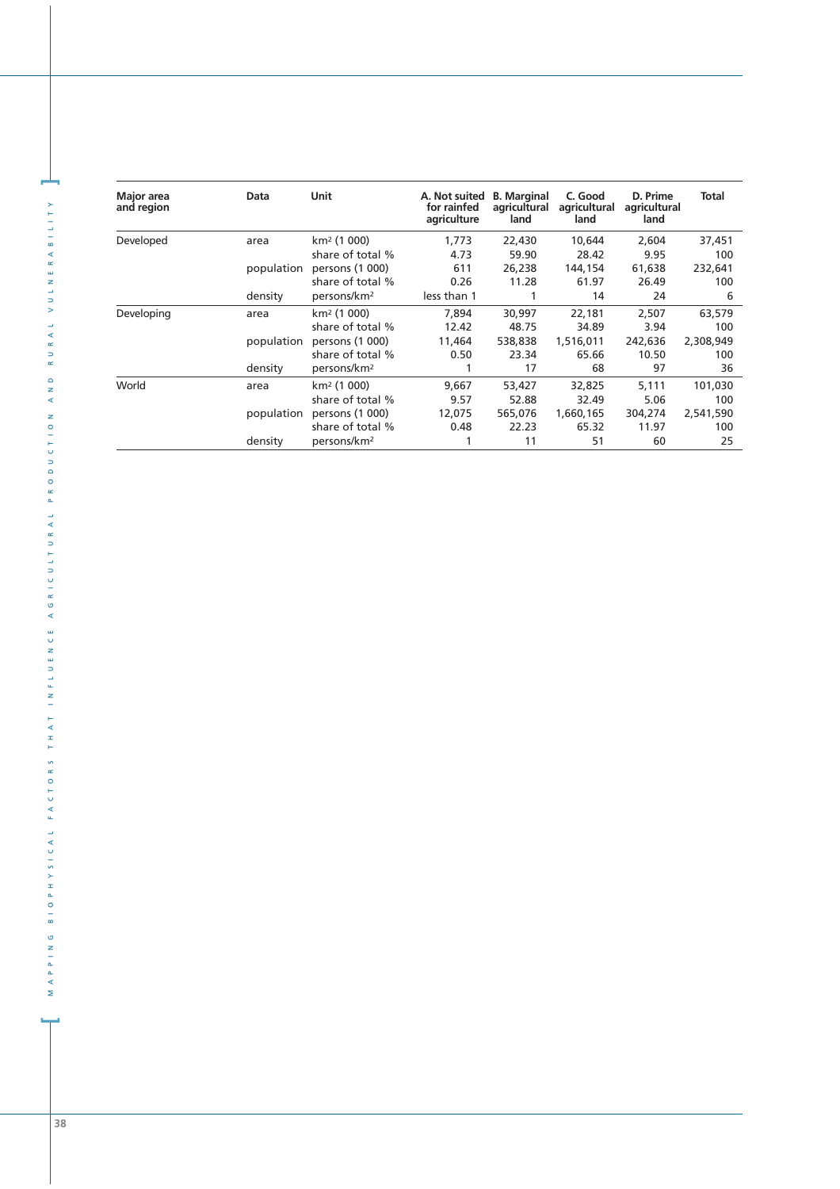| Major area and region | Data | Unit | A. Not suited for rainfed agriculture | B. Marginal agricultural land | C. Good agricultural land | D. Prime agricultural land | Total |
|---|---|---|---|---|---|---|---|
| Developed | area | km² (1 000) | 1,773 | 22,430 | 10,644 | 2,604 | 37,451 |
| | | share of total % | 4.73 | 59.90 | 28.42 | 9.95 | 100 |
| | population | persons (1 000) | 611 | 26,238 | 144,154 | 61,638 | 232,641 |
| | | share of total % | 0.26 | 11.28 | 61.97 | 26.49 | 100 |
| | density | persons/km² | less than 1 | 1 | 14 | 24 | 6 |
| Developing | area | km² (1 000) | 7,894 | 30,997 | 22,181 | 2,507 | 63,579 |
| | | share of total % | 12.42 | 48.75 | 34.89 | 3.94 | 100 |
| | population | persons (1 000) | 11,464 | 538,838 | 1,516,011 | 242,636 | 2,308,949 |
| | | share of total % | 0.50 | 23.34 | 65.66 | 10.50 | 100 |
| | density | persons/km² | 1 | 17 | 68 | 97 | 36 |
| World | area | km² (1 000) | 9,667 | 53,427 | 32,825 | 5,111 | 101,030 |
| | | share of total % | 9.57 | 52.88 | 32.49 | 5.06 | 100 |
| | population | persons (1 000) | 12,075 | 565,076 | 1,660,165 | 304,274 | 2,541,590 |
| | | share of total % | 0.48 | 22.23 | 65.32 | 11.97 | 100 |
| | density | persons/km² | 1 | 11 | 51 | 60 | 25 |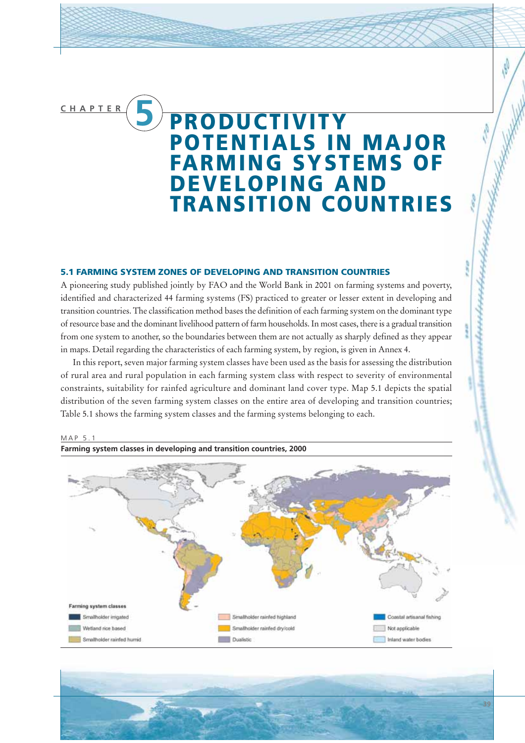# CHAPTER 5 PRODUCTIVITY POTENTIALS IN MAJOR FARMING SYSTEMS OF DEVELOPING AND TRANSITION COUNTRIES

## 5.1 FARMING SYSTEM ZONES OF DEVELOPING AND TRANSITION COUNTRIES

A pioneering study published jointly by FAO and the World Bank in 2001 on farming systems and poverty, identified and characterized 44 farming systems (FS) practiced to greater or lesser extent in developing and transition countries. The classification method bases the definition of each farming system on the dominant type of resource base and the dominant livelihood pattern of farm households. In most cases, there is a gradual transition from one system to another, so the boundaries between them are not actually as sharply defined as they appear in maps. Detail regarding the characteristics of each farming system, by region, is given in Annex 4.

In this report, seven major farming system classes have been used as the basis for assessing the distribution of rural area and rural population in each farming system class with respect to severity of environmental constraints, suitability for rainfed agriculture and dominant land cover type. Map 5.1 depicts the spatial distribution of the seven farming system classes on the entire area of developing and transition countries; Table 5.1 shows the farming system classes and the farming systems belonging to each.

MAP 5.1

**Farming system classes in developing and transition countries, 2000**

Farming system classes

- Smallholder irrigated
- Wetland rice based
- Smallholder rainfed humid
- Smallholder rainfed highland
- Smallholder rainfed dry/cold
- Dualistic
- Coastal artisanal fishing
- Not applicable
- Inland water bodies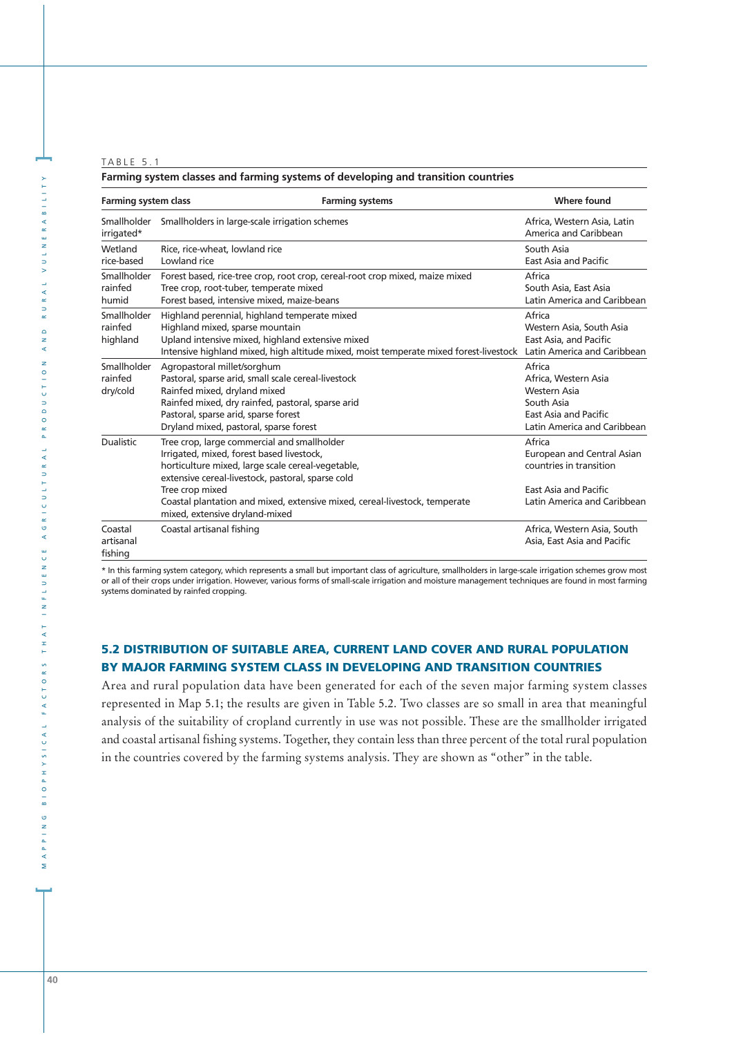TABLE 5.1

**Farming system classes and farming systems of developing and transition countries**

| Farming system class | Farming systems | Where found |
|---|---|---|
| Smallholder irrigated* | Smallholders in large-scale irrigation schemes | Africa, Western Asia, Latin America and Caribbean |
| Wetland rice-based | Rice, rice-wheat, lowland rice<br>Lowland rice | South Asia<br>East Asia and Pacific |
| Smallholder rainfed humid | Forest based, rice-tree crop, root crop, cereal-root crop mixed, maize mixed<br>Tree crop, root-tuber, temperate mixed<br>Forest based, intensive mixed, maize-beans | Africa<br>South Asia, East Asia<br>Latin America and Caribbean |
| Smallholder rainfed highland | Highland perennial, highland temperate mixed<br>Highland mixed, sparse mountain<br>Upland intensive mixed, highland extensive mixed<br>Intensive highland mixed, high altitude mixed, moist temperate mixed forest-livestock | Africa<br>Western Asia, South Asia<br>East Asia, and Pacific<br>Latin America and Caribbean |
| Smallholder rainfed dry/cold | Agropastoral millet/sorghum<br>Pastoral, sparse arid, small scale cereal-livestock<br>Rainfed mixed, dryland mixed<br>Rainfed mixed, dry rainfed, pastoral, sparse arid<br>Pastoral, sparse arid, sparse forest<br>Dryland mixed, pastoral, sparse forest | Africa<br>Africa, Western Asia<br>Western Asia<br>South Asia<br>East Asia and Pacific<br>Latin America and Caribbean |
| Dualistic | Tree crop, large commercial and smallholder<br>Irrigated, mixed, forest based livestock, horticulture mixed, large scale cereal-vegetable, extensive cereal-livestock, pastoral, sparse cold<br>Tree crop mixed<br>Coastal plantation and mixed, extensive mixed, cereal-livestock, temperate mixed, extensive dryland-mixed | Africa<br>European and Central Asian countries in transition<br>East Asia and Pacific<br>Latin America and Caribbean |
| Coastal artisanal fishing | Coastal artisanal fishing | Africa, Western Asia, South Asia, East Asia and Pacific |

* In this farming system category, which represents a small but important class of agriculture, smallholders in large-scale irrigation schemes grow most or all of their crops under irrigation. However, various forms of small-scale irrigation and moisture management techniques are found in most farming systems dominated by rainfed cropping.

## 5.2 DISTRIBUTION OF SUITABLE AREA, CURRENT LAND COVER AND RURAL POPULATION BY MAJOR FARMING SYSTEM CLASS IN DEVELOPING AND TRANSITION COUNTRIES

Area and rural population data have been generated for each of the seven major farming system classes represented in Map 5.1; the results are given in Table 5.2. Two classes are so small in area that meaningful analysis of the suitability of cropland currently in use was not possible. These are the smallholder irrigated and coastal artisanal fishing systems. Together, they contain less than three percent of the total rural population in the countries covered by the farming systems analysis. They are shown as "other" in the table.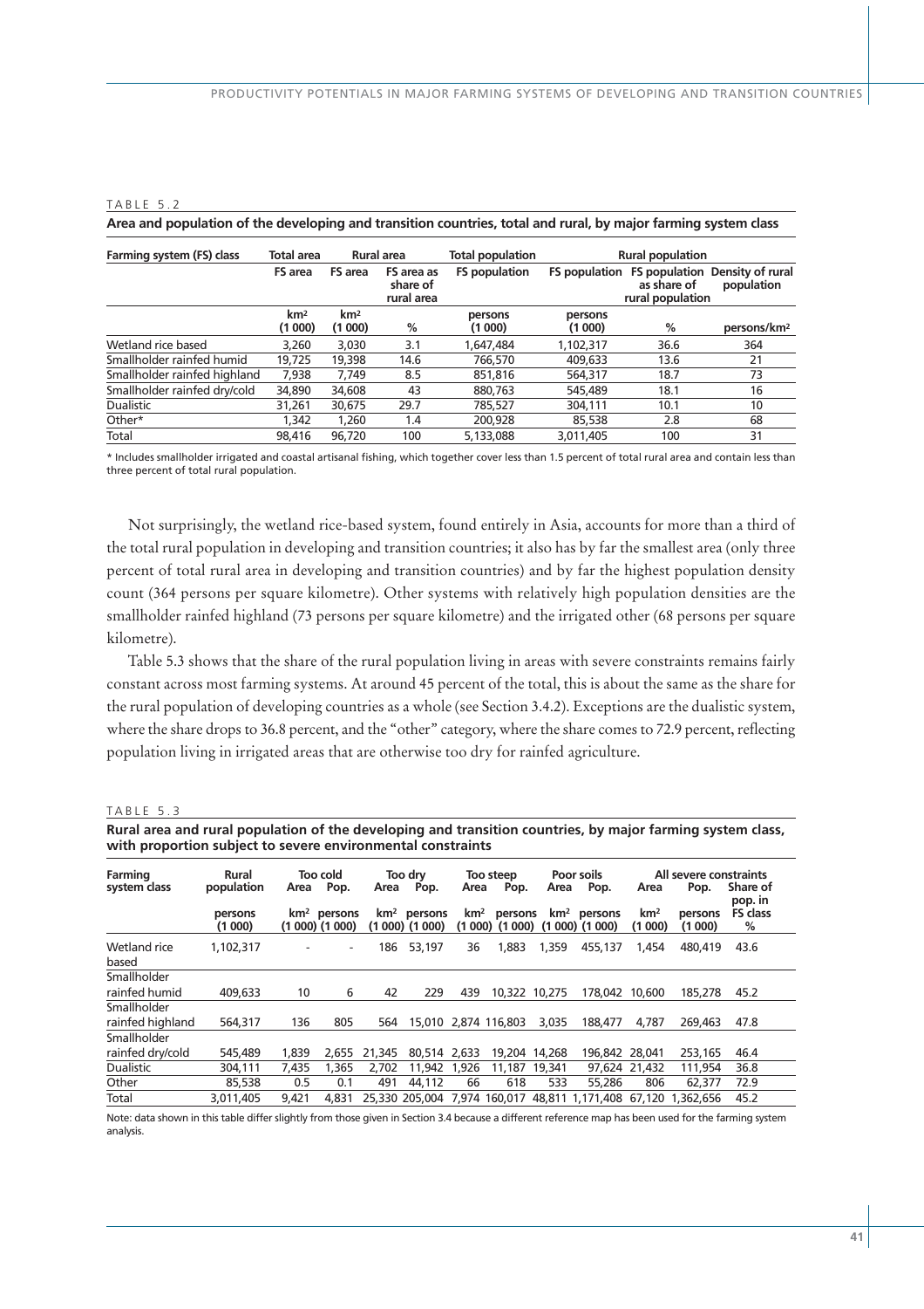TABLE 5.2

**Area and population of the developing and transition countries, total and rural, by major farming system class**

| Farming system (FS) class | Total area | Rural area | | Total population | Rural population | | |
|---|---|---|---|---|---|---|---|
| | FS area | FS area | FS area as share of rural area | FS population | FS population | FS population as share of rural population | Density of rural population |
| | km² (1 000) | km² (1 000) | % | persons (1 000) | persons (1 000) | % | persons/km² |
| Wetland rice based | 3,260 | 3,030 | 3.1 | 1,647,484 | 1,102,317 | 36.6 | 364 |
| Smallholder rainfed humid | 19,725 | 19,398 | 14.6 | 766,570 | 409,633 | 13.6 | 21 |
| Smallholder rainfed highland | 7,938 | 7,749 | 8.5 | 851,816 | 564,317 | 18.7 | 73 |
| Smallholder rainfed dry/cold | 34,890 | 34,608 | 43 | 880,763 | 545,489 | 18.1 | 16 |
| Dualistic | 31,261 | 30,675 | 29.7 | 785,527 | 304,111 | 10.1 | 10 |
| Other* | 1,342 | 1,260 | 1.4 | 200,928 | 85,538 | 2.8 | 68 |
| Total | 98,416 | 96,720 | 100 | 5,133,088 | 3,011,405 | 100 | 31 |

\* Includes smallholder irrigated and coastal artisanal fishing, which together cover less than 1.5 percent of total rural area and contain less than three percent of total rural population.

Not surprisingly, the wetland rice-based system, found entirely in Asia, accounts for more than a third of the total rural population in developing and transition countries; it also has by far the smallest area (only three percent of total rural area in developing and transition countries) and by far the highest population density count (364 persons per square kilometre). Other systems with relatively high population densities are the smallholder rainfed highland (73 persons per square kilometre) and the irrigated other (68 persons per square kilometre).

Table 5.3 shows that the share of the rural population living in areas with severe constraints remains fairly constant across most farming systems. At around 45 percent of the total, this is about the same as the share for the rural population of developing countries as a whole (see Section 3.4.2). Exceptions are the dualistic system, where the share drops to 36.8 percent, and the "other" category, where the share comes to 72.9 percent, reflecting population living in irrigated areas that are otherwise too dry for rainfed agriculture.

TABLE 5.3

**Rural area and rural population of the developing and transition countries, by major farming system class, with proportion subject to severe environmental constraints**

| Farming system class | Rural population | Too cold | | Too dry | | Too steep | | Poor soils | | All severe constraints | | |
|---|---|---|---|---|---|---|---|---|---|---|---|---|
| | | Area | Pop. | Area | Pop. | Area | Pop. | Area | Pop. | Area | Pop. | Share of pop. in FS class |
| | persons (1 000) | km² (1 000) | persons (1 000) | km² (1 000) | persons (1 000) | km² (1 000) | persons (1 000) | km² (1 000) | persons (1 000) | km² (1 000) | persons (1 000) | % |
| Wetland rice based | 1,102,317 | - | - | 186 | 53,197 | 36 | 1,883 | 1,359 | 455,137 | 1,454 | 480,419 | 43.6 |
| Smallholder rainfed humid | 409,633 | 10 | 6 | 42 | 229 | 439 | 10,322 | 10,275 | 178,042 | 10,600 | 185,278 | 45.2 |
| Smallholder rainfed highland | 564,317 | 136 | 805 | 564 | 15,010 | 2,874 | 116,803 | 3,035 | 188,477 | 4,787 | 269,463 | 47.8 |
| Smallholder rainfed dry/cold | 545,489 | 1,839 | 2,655 | 21,345 | 80,514 | 2,633 | 19,204 | 14,268 | 196,842 | 28,041 | 253,165 | 46.4 |
| Dualistic | 304,111 | 7,435 | 1,365 | 2,702 | 11,942 | 1,926 | 11,187 | 19,341 | 97,624 | 21,432 | 111,954 | 36.8 |
| Other | 85,538 | 0.5 | 0.1 | 491 | 44,112 | 66 | 618 | 533 | 55,286 | 806 | 62,377 | 72.9 |
| Total | 3,011,405 | 9,421 | 4,831 | 25,330 | 205,004 | 7,974 | 160,017 | 48,811 | 1,171,408 | 67,120 | 1,362,656 | 45.2 |

Note: data shown in this table differ slightly from those given in Section 3.4 because a different reference map has been used for the farming system analysis.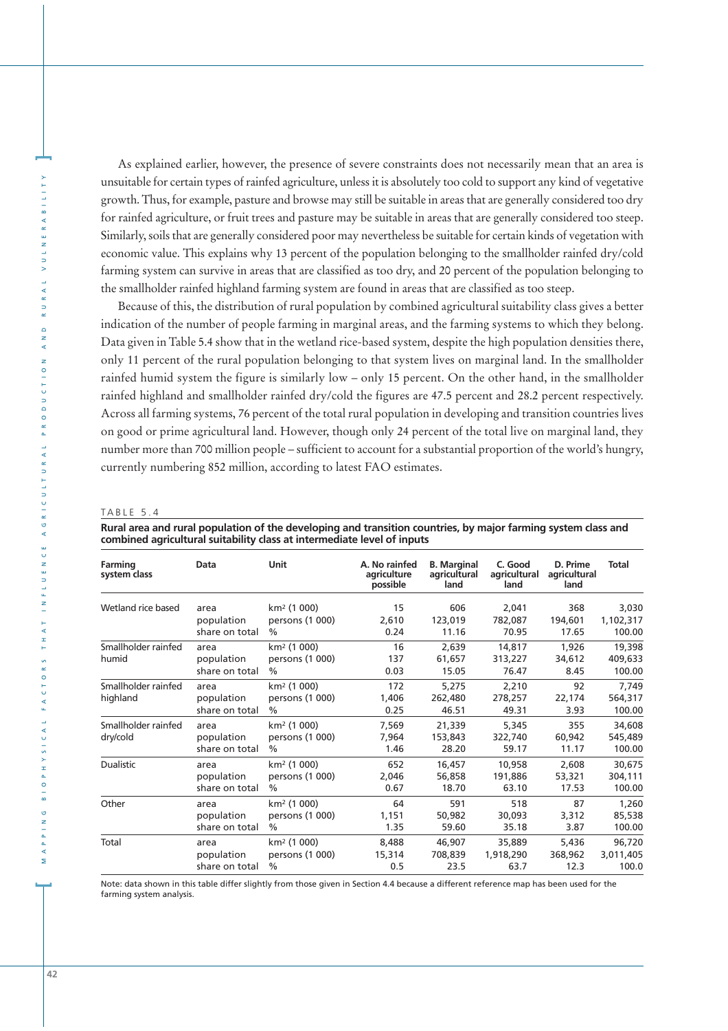As explained earlier, however, the presence of severe constraints does not necessarily mean that an area is unsuitable for certain types of rainfed agriculture, unless it is absolutely too cold to support any kind of vegetative growth. Thus, for example, pasture and browse may still be suitable in areas that are generally considered too dry for rainfed agriculture, or fruit trees and pasture may be suitable in areas that are generally considered too steep. Similarly, soils that are generally considered poor may nevertheless be suitable for certain kinds of vegetation with economic value. This explains why 13 percent of the population belonging to the smallholder rainfed dry/cold farming system can survive in areas that are classified as too dry, and 20 percent of the population belonging to the smallholder rainfed highland farming system are found in areas that are classified as too steep.

Because of this, the distribution of rural population by combined agricultural suitability class gives a better indication of the number of people farming in marginal areas, and the farming systems to which they belong. Data given in Table 5.4 show that in the wetland rice-based system, despite the high population densities there, only 11 percent of the rural population belonging to that system lives on marginal land. In the smallholder rainfed humid system the figure is similarly low – only 15 percent. On the other hand, in the smallholder rainfed highland and smallholder rainfed dry/cold the figures are 47.5 percent and 28.2 percent respectively. Across all farming systems, 76 percent of the total rural population in developing and transition countries lives on good or prime agricultural land. However, though only 24 percent of the total live on marginal land, they number more than 700 million people – sufficient to account for a substantial proportion of the world's hungry, currently numbering 852 million, according to latest FAO estimates.

TABLE 5.4

**Rural area and rural population of the developing and transition countries, by major farming system class and combined agricultural suitability class at intermediate level of inputs**

| Farming system class | Data | Unit | A. No rainfed agriculture possible | B. Marginal agricultural land | C. Good agricultural land | D. Prime agricultural land | Total |
|---|---|---|---|---|---|---|---|
| Wetland rice based | area | km² (1 000) | 15 | 606 | 2,041 | 368 | 3,030 |
| | population | persons (1 000) | 2,610 | 123,019 | 782,087 | 194,601 | 1,102,317 |
| | share on total | % | 0.24 | 11.16 | 70.95 | 17.65 | 100.00 |
| Smallholder rainfed humid | area | km² (1 000) | 16 | 2,639 | 14,817 | 1,926 | 19,398 |
| | population | persons (1 000) | 137 | 61,657 | 313,227 | 34,612 | 409,633 |
| | share on total | % | 0.03 | 15.05 | 76.47 | 8.45 | 100.00 |
| Smallholder rainfed highland | area | km² (1 000) | 172 | 5,275 | 2,210 | 92 | 7,749 |
| | population | persons (1 000) | 1,406 | 262,480 | 278,257 | 22,174 | 564,317 |
| | share on total | % | 0.25 | 46.51 | 49.31 | 3.93 | 100.00 |
| Smallholder rainfed dry/cold | area | km² (1 000) | 7,569 | 21,339 | 5,345 | 355 | 34,608 |
| | population | persons (1 000) | 7,964 | 153,843 | 322,740 | 60,942 | 545,489 |
| | share on total | % | 1.46 | 28.20 | 59.17 | 11.17 | 100.00 |
| Dualistic | area | km² (1 000) | 652 | 16,457 | 10,958 | 2,608 | 30,675 |
| | population | persons (1 000) | 2,046 | 56,858 | 191,886 | 53,321 | 304,111 |
| | share on total | % | 0.67 | 18.70 | 63.10 | 17.53 | 100.00 |
| Other | area | km² (1 000) | 64 | 591 | 518 | 87 | 1,260 |
| | population | persons (1 000) | 1,151 | 50,982 | 30,093 | 3,312 | 85,538 |
| | share on total | % | 1.35 | 59.60 | 35.18 | 3.87 | 100.00 |
| Total | area | km² (1 000) | 8,488 | 46,907 | 35,889 | 5,436 | 96,720 |
| | population | persons (1 000) | 15,314 | 708,839 | 1,918,290 | 368,962 | 3,011,405 |
| | share on total | % | 0.5 | 23.5 | 63.7 | 12.3 | 100.0 |

Note: data shown in this table differ slightly from those given in Section 4.4 because a different reference map has been used for the farming system analysis.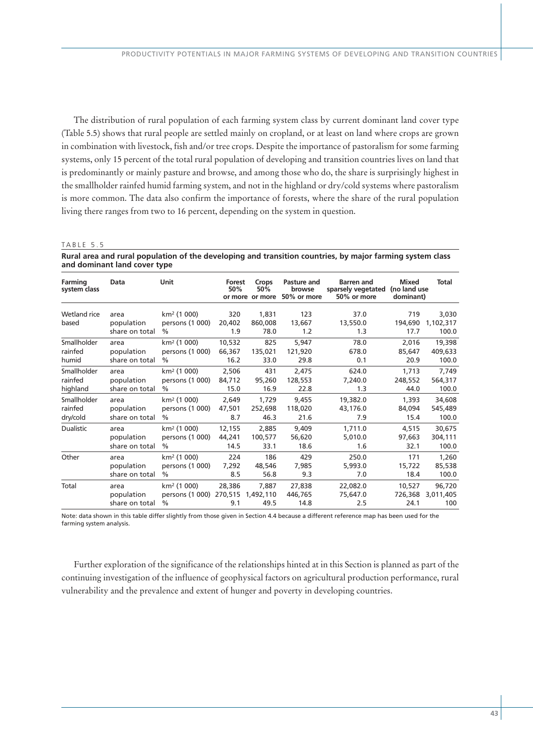The distribution of rural population of each farming system class by current dominant land cover type (Table 5.5) shows that rural people are settled mainly on cropland, or at least on land where crops are grown in combination with livestock, fish and/or tree crops. Despite the importance of pastoralism for some farming systems, only 15 percent of the total rural population of developing and transition countries lives on land that is predominantly or mainly pasture and browse, and among those who do, the share is surprisingly highest in the smallholder rainfed humid farming system, and not in the highland or dry/cold systems where pastoralism is more common. The data also confirm the importance of forests, where the share of the rural population living there ranges from two to 16 percent, depending on the system in question.

TABLE 5.5

**Rural area and rural population of the developing and transition countries, by major farming system class and dominant land cover type**

| Farming system class | Data | Unit | Forest 50% or more | Crops 50% or more | Pasture and browse 50% or more | Barren and sparsely vegetated 50% or more | Mixed (no land use dominant) | Total |
|---|---|---|---|---|---|---|---|---|
| Wetland rice based | area | km² (1 000) | 320 | 1,831 | 123 | 37.0 | 719 | 3,030 |
| | population | persons (1 000) | 20,402 | 860,008 | 13,667 | 13,550.0 | 194,690 | 1,102,317 |
| | share on total | % | 1.9 | 78.0 | 1.2 | 1.3 | 17.7 | 100.0 |
| Smallholder rainfed humid | area | km² (1 000) | 10,532 | 825 | 5,947 | 78.0 | 2,016 | 19,398 |
| | population | persons (1 000) | 66,367 | 135,021 | 121,920 | 678.0 | 85,647 | 409,633 |
| | share on total | % | 16.2 | 33.0 | 29.8 | 0.1 | 20.9 | 100.0 |
| Smallholder rainfed highland | area | km² (1 000) | 2,506 | 431 | 2,475 | 624.0 | 1,713 | 7,749 |
| | population | persons (1 000) | 84,712 | 95,260 | 128,553 | 7,240.0 | 248,552 | 564,317 |
| | share on total | % | 15.0 | 16.9 | 22.8 | 1.3 | 44.0 | 100.0 |
| Smallholder rainfed dry/cold | area | km² (1 000) | 2,649 | 1,729 | 9,455 | 19,382.0 | 1,393 | 34,608 |
| | population | persons (1 000) | 47,501 | 252,698 | 118,020 | 43,176.0 | 84,094 | 545,489 |
| | share on total | % | 8.7 | 46.3 | 21.6 | 7.9 | 15.4 | 100.0 |
| Dualistic | area | km² (1 000) | 12,155 | 2,885 | 9,409 | 1,711.0 | 4,515 | 30,675 |
| | population | persons (1 000) | 44,241 | 100,577 | 56,620 | 5,010.0 | 97,663 | 304,111 |
| | share on total | % | 14.5 | 33.1 | 18.6 | 1.6 | 32.1 | 100.0 |
| Other | area | km² (1 000) | 224 | 186 | 429 | 250.0 | 171 | 1,260 |
| | population | persons (1 000) | 7,292 | 48,546 | 7,985 | 5,993.0 | 15,722 | 85,538 |
| | share on total | % | 8.5 | 56.8 | 9.3 | 7.0 | 18.4 | 100.0 |
| Total | area | km² (1 000) | 28,386 | 7,887 | 27,838 | 22,082.0 | 10,527 | 96,720 |
| | population | persons (1 000) | 270,515 | 1,492,110 | 446,765 | 75,647.0 | 726,368 | 3,011,405 |
| | share on total | % | 9.1 | 49.5 | 14.8 | 2.5 | 24.1 | 100 |

Note: data shown in this table differ slightly from those given in Section 4.4 because a different reference map has been used for the farming system analysis.

Further exploration of the significance of the relationships hinted at in this Section is planned as part of the continuing investigation of the influence of geophysical factors on agricultural production performance, rural vulnerability and the prevalence and extent of hunger and poverty in developing countries.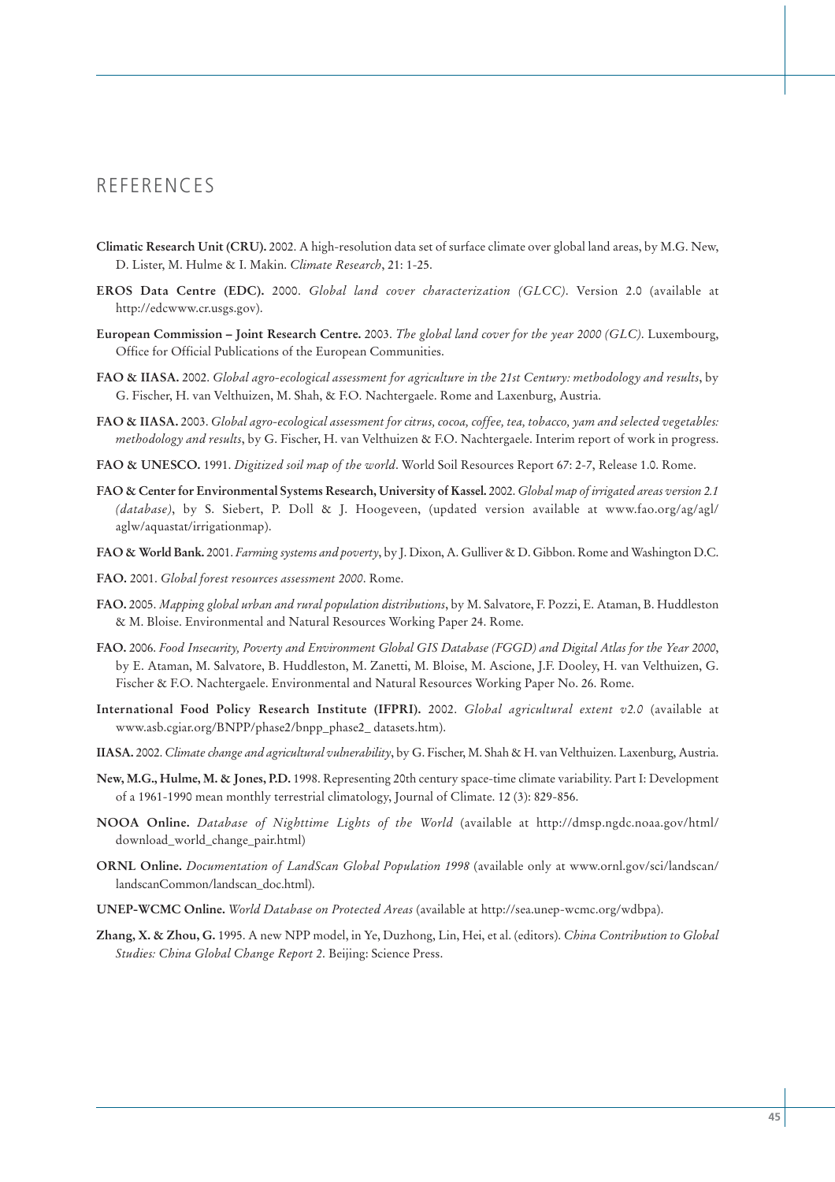# REFERENCES

**Climatic Research Unit (CRU).** 2002. A high-resolution data set of surface climate over global land areas, by M.G. New, D. Lister, M. Hulme & I. Makin. *Climate Research*, 21: 1-25.

**EROS Data Centre (EDC).** 2000. *Global land cover characterization (GLCC)*. Version 2.0 (available at http://edcwww.cr.usgs.gov).

**European Commission – Joint Research Centre.** 2003. *The global land cover for the year 2000 (GLC)*. Luxembourg, Office for Official Publications of the European Communities.

**FAO & IIASA.** 2002. *Global agro-ecological assessment for agriculture in the 21st Century: methodology and results*, by G. Fischer, H. van Velthuizen, M. Shah, & F.O. Nachtergaele. Rome and Laxenburg, Austria.

**FAO & IIASA.** 2003. *Global agro-ecological assessment for citrus, cocoa, coffee, tea, tobacco, yam and selected vegetables: methodology and results*, by G. Fischer, H. van Velthuizen & F.O. Nachtergaele. Interim report of work in progress.

**FAO & UNESCO.** 1991. *Digitized soil map of the world*. World Soil Resources Report 67: 2-7, Release 1.0. Rome.

**FAO & Center for Environmental Systems Research, University of Kassel.** 2002. *Global map of irrigated areas version 2.1 (database)*, by S. Siebert, P. Doll & J. Hoogeveen, (updated version available at www.fao.org/ag/agl/aglw/aquastat/irrigationmap).

**FAO & World Bank.** 2001. *Farming systems and poverty*, by J. Dixon, A. Gulliver & D. Gibbon. Rome and Washington D.C.

**FAO.** 2001. *Global forest resources assessment 2000*. Rome.

**FAO.** 2005. *Mapping global urban and rural population distributions*, by M. Salvatore, F. Pozzi, E. Ataman, B. Huddleston & M. Bloise. Environmental and Natural Resources Working Paper 24. Rome.

**FAO.** 2006. *Food Insecurity, Poverty and Environment Global GIS Database (FGGD) and Digital Atlas for the Year 2000*, by E. Ataman, M. Salvatore, B. Huddleston, M. Zanetti, M. Bloise, M. Ascione, J.F. Dooley, H. van Velthuizen, G. Fischer & F.O. Nachtergaele. Environmental and Natural Resources Working Paper No. 26. Rome.

**International Food Policy Research Institute (IFPRI).** 2002. *Global agricultural extent v2.0* (available at www.asb.cgiar.org/BNPP/phase2/bnpp_phase2_ datasets.htm).

**IIASA.** 2002. *Climate change and agricultural vulnerability*, by G. Fischer, M. Shah & H. van Velthuizen. Laxenburg, Austria.

**New, M.G., Hulme, M. & Jones, P.D.** 1998. Representing 20th century space-time climate variability. Part I: Development of a 1961-1990 mean monthly terrestrial climatology, Journal of Climate. 12 (3): 829-856.

**NOOA Online.** *Database of Nighttime Lights of the World* (available at http://dmsp.ngdc.noaa.gov/html/download_world_change_pair.html)

**ORNL Online.** *Documentation of LandScan Global Population 1998* (available only at www.ornl.gov/sci/landscan/landscanCommon/landscan_doc.html).

**UNEP-WCMC Online.** *World Database on Protected Areas* (available at http://sea.unep-wcmc.org/wdbpa).

**Zhang, X. & Zhou, G.** 1995. A new NPP model, in Ye, Duzhong, Lin, Hei, et al. (editors). *China Contribution to Global Studies: China Global Change Report 2*. Beijing: Science Press.